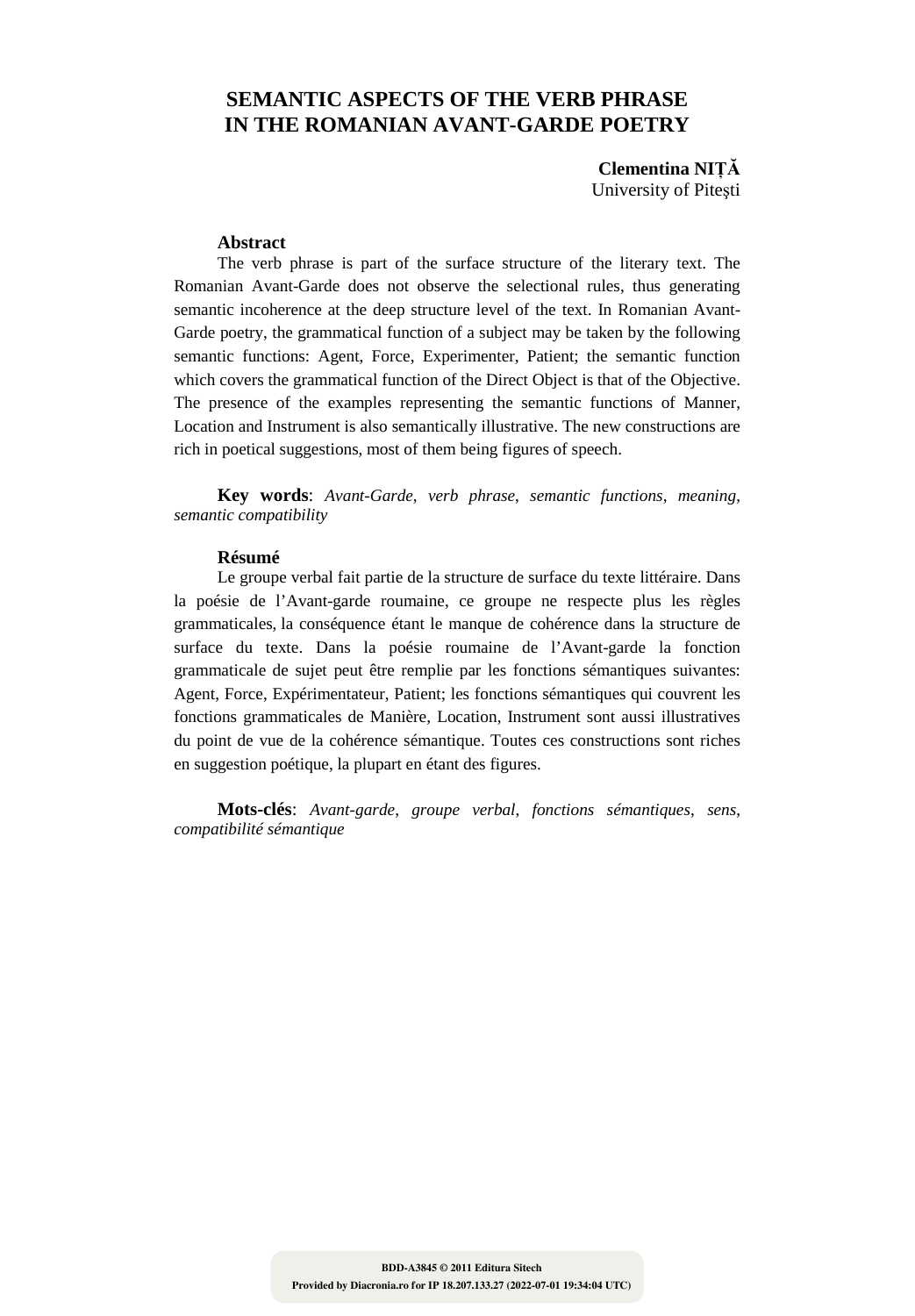# SEMANTIC ASPECTS OF THE VERB PHRASE IN THE ROMANIAN AVANT-GARDE POETRY

**Clementina NIȚĂ**
University of Pitești

### Abstract

The verb phrase is part of the surface structure of the literary text. The Romanian Avant-Garde does not observe the selectional rules, thus generating semantic incoherence at the deep structure level of the text. In Romanian Avant-Garde poetry, the grammatical function of a subject may be taken by the following semantic functions: Agent, Force, Experimenter, Patient; the semantic function which covers the grammatical function of the Direct Object is that of the Objective. The presence of the examples representing the semantic functions of Manner, Location and Instrument is also semantically illustrative. The new constructions are rich in poetical suggestions, most of them being figures of speech.

**Key words**: *Avant-Garde*, *verb phrase*, *semantic functions*, *meaning*, *semantic compatibility*

### Résumé

Le groupe verbal fait partie de la structure de surface du texte littéraire. Dans la poésie de l'Avant-garde roumaine, ce groupe ne respecte plus les règles grammaticales, la conséquence étant le manque de cohérence dans la structure de surface du texte. Dans la poésie roumaine de l'Avant-garde la fonction grammaticale de sujet peut être remplie par les fonctions sémantiques suivantes: Agent, Force, Expérimentateur, Patient; les fonctions sémantiques qui couvrent les fonctions grammaticales de Manière, Location, Instrument sont aussi illustratives du point de vue de la cohérence sémantique. Toutes ces constructions sont riches en suggestion poétique, la plupart en étant des figures.

**Mots-clés**: *Avant-garde*, *groupe verbal*, *fonctions sémantiques*, *sens*, *compatibilité sémantique*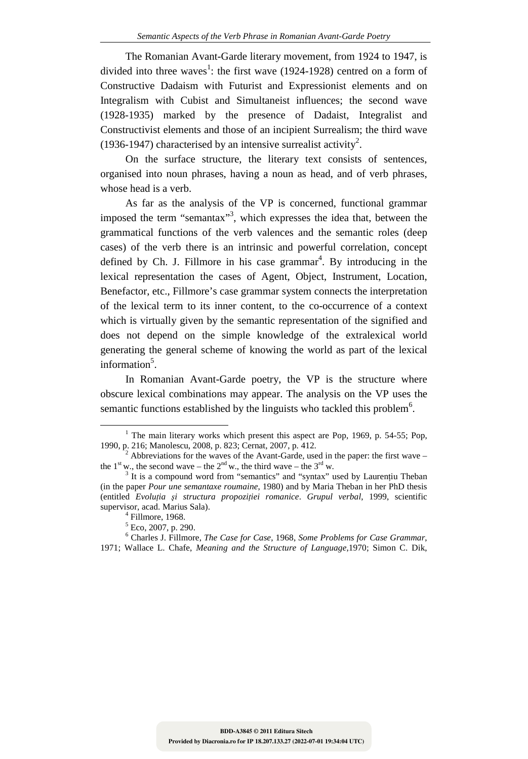The Romanian Avant-Garde literary movement, from 1924 to 1947, is divided into three waves[1]: the first wave (1924-1928) centred on a form of Constructive Dadaism with Futurist and Expressionist elements and on Integralism with Cubist and Simultaneist influences; the second wave (1928-1935) marked by the presence of Dadaist, Integralist and Constructivist elements and those of an incipient Surrealism; the third wave (1936-1947) characterised by an intensive surrealist activity[2].

On the surface structure, the literary text consists of sentences, organised into noun phrases, having a noun as head, and of verb phrases, whose head is a verb.

As far as the analysis of the VP is concerned, functional grammar imposed the term "semantax"[3], which expresses the idea that, between the grammatical functions of the verb valences and the semantic roles (deep cases) of the verb there is an intrinsic and powerful correlation, concept defined by Ch. J. Fillmore in his case grammar[4]. By introducing in the lexical representation the cases of Agent, Object, Instrument, Location, Benefactor, etc., Fillmore's case grammar system connects the interpretation of the lexical term to its inner content, to the co-occurrence of a context which is virtually given by the semantic representation of the signified and does not depend on the simple knowledge of the extralexical world generating the general scheme of knowing the world as part of the lexical information[5].

In Romanian Avant-Garde poetry, the VP is the structure where obscure lexical combinations may appear. The analysis on the VP uses the semantic functions established by the linguists who tackled this problem[6].

---

[1] The main literary works which present this aspect are Pop, 1969, p. 54-55; Pop, 1990, p. 216; Manolescu, 2008, p. 823; Cernat, 2007, p. 412.

[2] Abbreviations for the waves of the Avant-Garde, used in the paper: the first wave – the 1st w., the second wave – the 2nd w., the third wave – the 3rd w.

[3] It is a compound word from "semantics" and "syntax" used by Laurențiu Theban (in the paper *Pour une semantaxe roumaine*, 1980) and by Maria Theban in her PhD thesis (entitled *Evoluția și structura propoziției romanice*. *Grupul verbal*, 1999, scientific supervisor, acad. Marius Sala).

[4] Fillmore, 1968.

[5] Eco, 2007, p. 290.

[6] Charles J. Fillmore, *The Case for Case*, 1968, *Some Problems for Case Grammar*, 1971; Wallace L. Chafe, *Meaning and the Structure of Language*,1970; Simon C. Dik,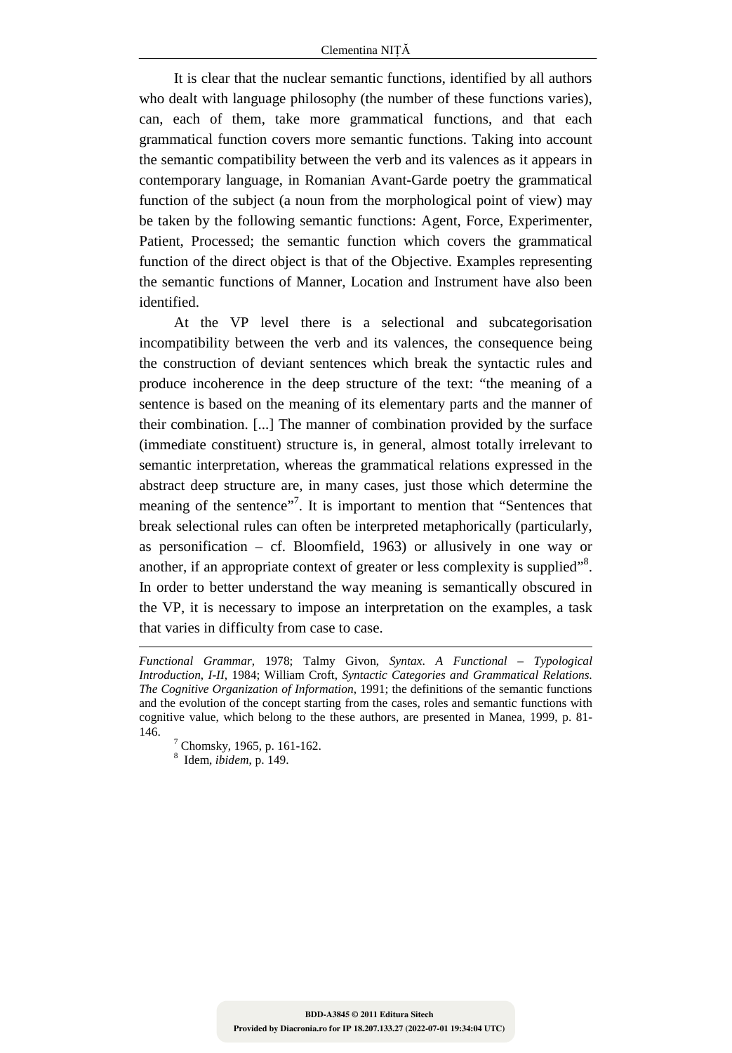It is clear that the nuclear semantic functions, identified by all authors who dealt with language philosophy (the number of these functions varies), can, each of them, take more grammatical functions, and that each grammatical function covers more semantic functions. Taking into account the semantic compatibility between the verb and its valences as it appears in contemporary language, in Romanian Avant-Garde poetry the grammatical function of the subject (a noun from the morphological point of view) may be taken by the following semantic functions: Agent, Force, Experimenter, Patient, Processed; the semantic function which covers the grammatical function of the direct object is that of the Objective. Examples representing the semantic functions of Manner, Location and Instrument have also been identified.

At the VP level there is a selectional and subcategorisation incompatibility between the verb and its valences, the consequence being the construction of deviant sentences which break the syntactic rules and produce incoherence in the deep structure of the text: "the meaning of a sentence is based on the meaning of its elementary parts and the manner of their combination. [...] The manner of combination provided by the surface (immediate constituent) structure is, in general, almost totally irrelevant to semantic interpretation, whereas the grammatical relations expressed in the abstract deep structure are, in many cases, just those which determine the meaning of the sentence"[7]. It is important to mention that "Sentences that break selectional rules can often be interpreted metaphorically (particularly, as personification – cf. Bloomfield, 1963) or allusively in one way or another, if an appropriate context of greater or less complexity is supplied"[8]. In order to better understand the way meaning is semantically obscured in the VP, it is necessary to impose an interpretation on the examples, a task that varies in difficulty from case to case.

---

*Functional Grammar*, 1978; Talmy Givon, *Syntax. A Functional – Typological Introduction, I-II*, 1984; William Croft, *Syntactic Categories and Grammatical Relations. The Cognitive Organization of Information*, 1991; the definitions of the semantic functions and the evolution of the concept starting from the cases, roles and semantic functions with cognitive value, which belong to the these authors, are presented in Manea, 1999, p. 81-146.

[7] Chomsky, 1965, p. 161-162.

[8] Idem, *ibidem*, p. 149.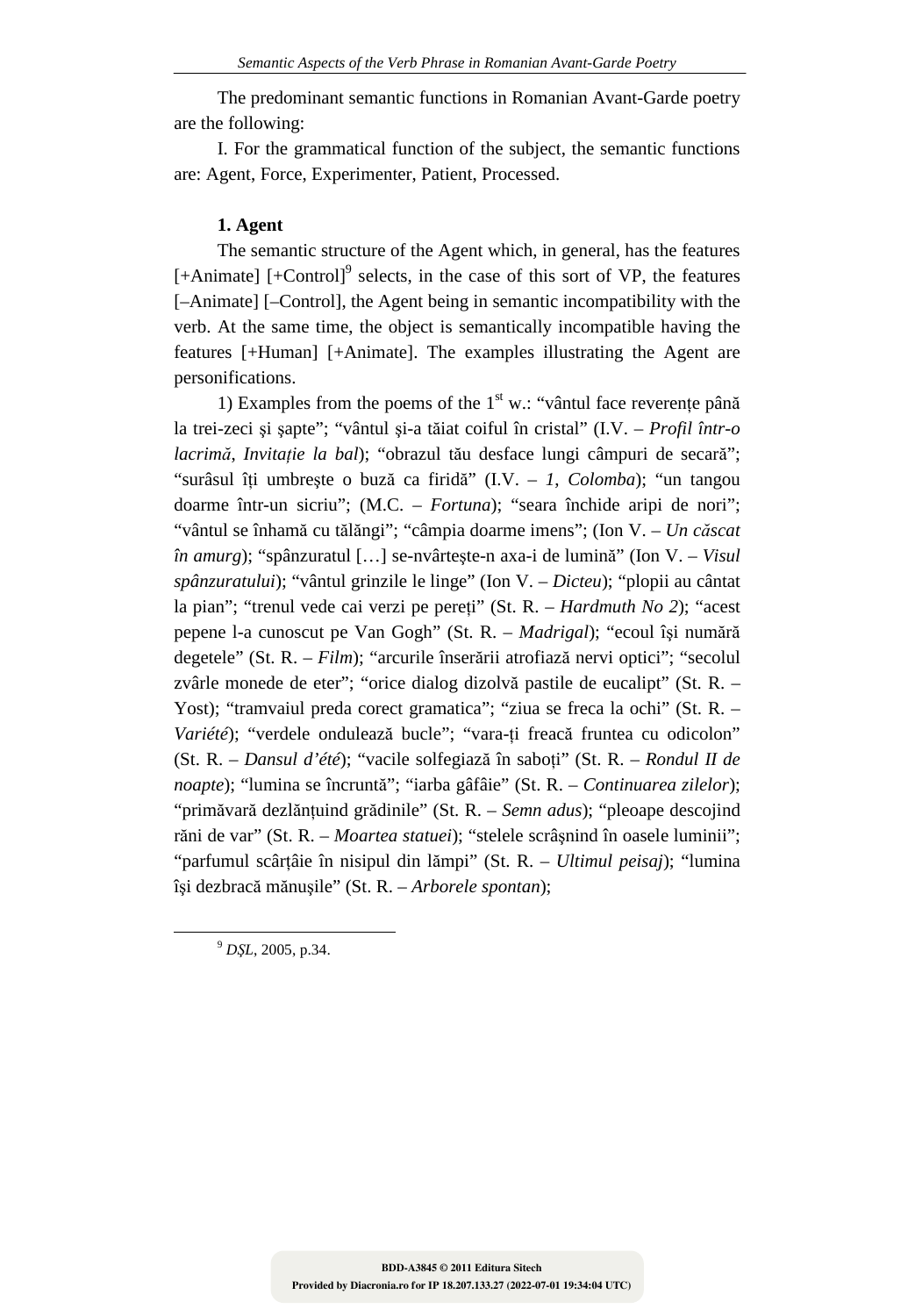The predominant semantic functions in Romanian Avant-Garde poetry are the following:

I. For the grammatical function of the subject, the semantic functions are: Agent, Force, Experimenter, Patient, Processed.

**1. Agent**

The semantic structure of the Agent which, in general, has the features [+Animate] [+Control][9] selects, in the case of this sort of VP, the features [–Animate] [–Control], the Agent being in semantic incompatibility with the verb. At the same time, the object is semantically incompatible having the features [+Human] [+Animate]. The examples illustrating the Agent are personifications.

1) Examples from the poems of the 1st w.: "vântul face reverențe până la trei-zeci şi şapte"; "vântul şi-a tăiat coiful în cristal" (I.V. – *Profil într-o lacrimă*, *Invitație la bal*); "obrazul tău desface lungi câmpuri de secară"; "surâsul îți umbreşte o buză ca firidă" (I.V. – *1*, *Colomba*); "un tangou doarme într-un sicriu"; (M.C. – *Fortuna*); "seara închide aripi de nori"; "vântul se înhamă cu tălăngi"; "câmpia doarme imens"; (Ion V. – *Un căscat în amurg*); "spânzuratul […] se-nvârteşte-n axa-i de lumină" (Ion V. – *Visul spânzuratului*); "vântul grinzile le linge" (Ion V. – *Dicteu*); "plopii au cântat la pian"; "trenul vede cai verzi pe pereți" (St. R. – *Hardmuth No 2*); "acest pepene l-a cunoscut pe Van Gogh" (St. R. – *Madrigal*); "ecoul îşi numără degetele" (St. R. – *Film*); "arcurile înserării atrofiază nervi optici"; "secolul zvârle monede de eter"; "orice dialog dizolvă pastile de eucalipt" (St. R. – Yost); "tramvaiul preda corect gramatica"; "ziua se freca la ochi" (St. R. – *Variété*); "verdele ondulează bucle"; "vara-ți freacă fruntea cu odicolon" (St. R. – *Dansul d'été*); "vacile solfegiază în saboți" (St. R. – *Rondul II de noapte*); "lumina se încruntă"; "iarba gâfâie" (St. R. – *Continuarea zilelor*); "primăvară dezlănțuind grădinile" (St. R. – *Semn adus*); "pleoape descojind răni de var" (St. R. – *Moartea statuei*); "stelele scrâşnind în oasele luminii"; "parfumul scârțâie în nisipul din lămpi" (St. R. – *Ultimul peisaj*); "lumina îşi dezbracă mănuşile" (St. R. – *Arborele spontan*);

---

[9] *DŞL*, 2005, p.34.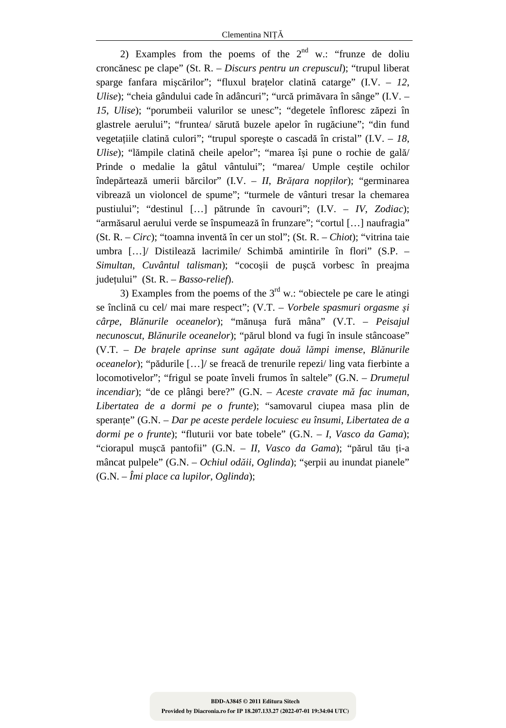2) Examples from the poems of the 2nd w.: “frunze de doliu croncănesc pe clape” (St. R. – *Discurs pentru un crepuscul*); “trupul liberat sparge fanfara mişcărilor”; “fluxul braţelor clatină catarge” (I.V. – *12*, *Ulise*); “cheia gândului cade în adâncuri”; “urcă primăvara în sânge” (I.V. – *15*, *Ulise*); “porumbeii valurilor se unesc”; “degetele înfloresc zăpezi în glastrele aerului”; “fruntea/ sărută buzele apelor în rugăciune”; “din fund vegetaţiile clatină culori”; “trupul sporeşte o cascadă în cristal” (I.V. – *18*, *Ulise*); “lămpile clatină cheile apelor”; “marea îşi pune o rochie de gală/ Prinde o medalie la gâtul vântului”; “marea/ Umple ceştile ochilor îndepărtează umerii bărcilor” (I.V. – *II*, *Brăţara nopţilor*); “germinarea vibrează un violoncel de spume”; “turmele de vânturi tresar la chemarea pustiului”; “destinul […] pătrunde în cavouri”; (I.V. – *IV*, *Zodiac*); “armăsarul aerului verde se înspumează în frunzare”; “cortul […] naufragia” (St. R. – *Circ*); “toamna inventă în cer un stol”; (St. R. – *Chiot*); “vitrina taie umbra […]/ Distilează lacrimile/ Schimbă amintirile în flori” (S.P. – *Simultan*, *Cuvântul talisman*); “cocoşii de puşcă vorbesc în preajma judeţului” (St. R. – *Basso-relief*).

3) Examples from the poems of the 3rd w.: “obiectele pe care le atingi se înclină cu cel/ mai mare respect”; (V.T. – *Vorbele spasmuri orgasme şi cârpe*, *Blănurile oceanelor*); “mănuşa fură mâna” (V.T. – *Peisajul necunoscut*, *Blănurile oceanelor*); “părul blond va fugi în insule stâncoase” (V.T. – *De braţele aprinse sunt agăţate două lămpi imense*, *Blănurile oceanelor*); “pădurile […]/ se freacă de trenurile repezi/ ling vata fierbinte a locomotivelor”; “frigul se poate înveli frumos în saltele” (G.N. – *Drumeţul incendiar*); “de ce plângi bere?” (G.N. – *Aceste cravate mă fac inuman*, *Libertatea de a dormi pe o frunte*); “samovarul ciupea masa plin de speranţe” (G.N. – *Dar pe aceste perdele locuiesc eu însumi*, *Libertatea de a dormi pe o frunte*); “fluturii vor bate tobele” (G.N. – *I*, *Vasco da Gama*); “ciorapul muşcă pantofii” (G.N. – *II*, *Vasco da Gama*); “părul tău ţi-a mâncat pulpele” (G.N. – *Ochiul odăii*, *Oglinda*); “şerpii au inundat pianele” (G.N. – *Îmi place ca lupilor*, *Oglinda*);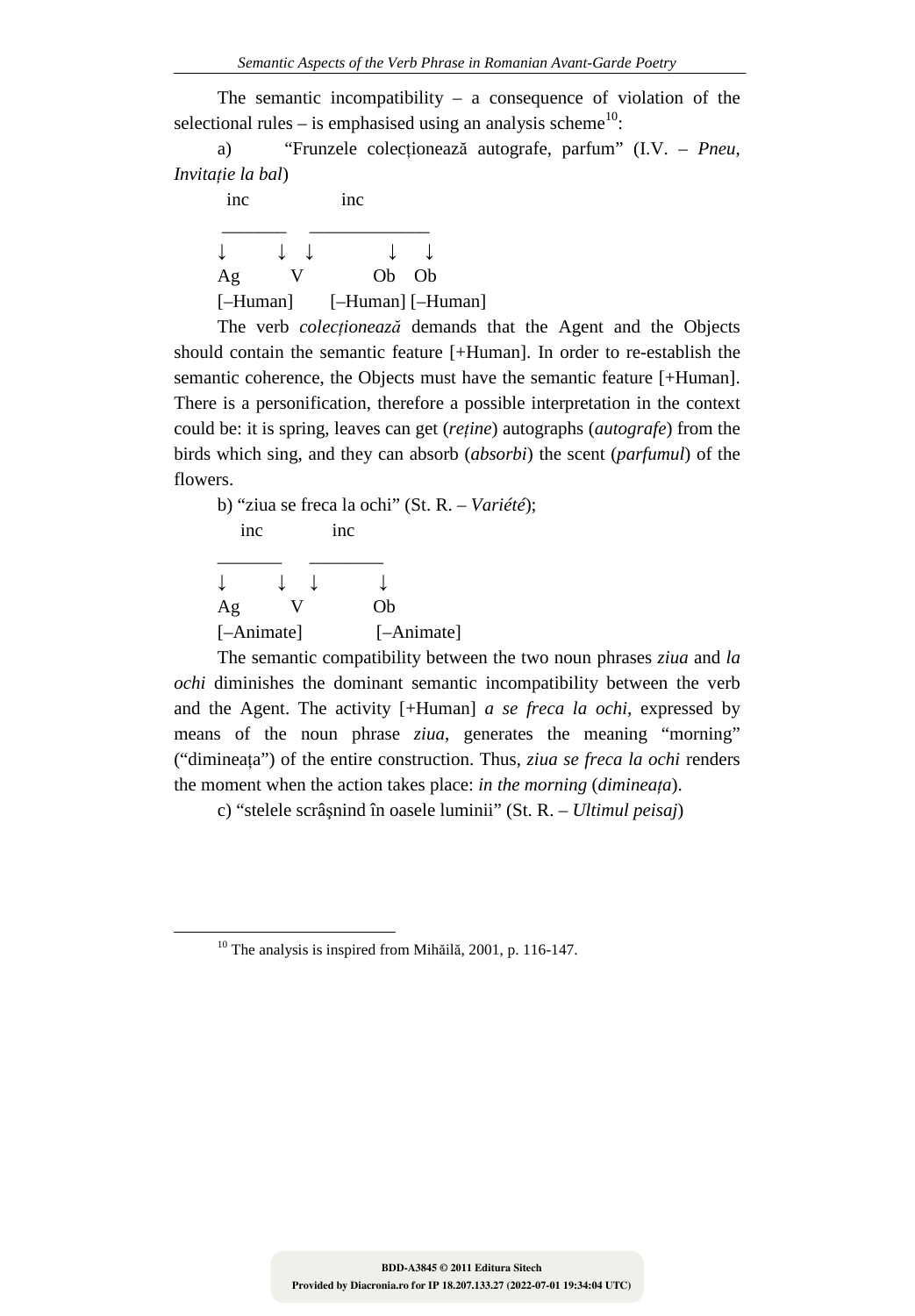The semantic incompatibility – a consequence of violation of the selectional rules – is emphasised using an analysis scheme[10]:

a) “Frunzele colecționează autografe, parfum” (I.V. – *Pneu*, *Invitație la bal*)

```
 inc              inc
 _______     _____________
↓        ↓  ↓            ↓    ↓
Ag        V              Ob   Ob
[–Human]       [–Human] [–Human]
```

The verb *colecționează* demands that the Agent and the Objects should contain the semantic feature [+Human]. In order to re-establish the semantic coherence, the Objects must have the semantic feature [+Human]. There is a personification, therefore a possible interpretation in the context could be: it is spring, leaves can get (*reține*) autographs (*autografe*) from the birds which sing, and they can absorb (*absorbi*) the scent (*parfumul*) of the flowers.

b) “ziua se freca la ochi” (St. R. – *Variété*);

```
   inc          inc
_______     ________
↓        ↓   ↓          ↓
Ag        V              Ob
[–Animate]            [–Animate]
```

The semantic compatibility between the two noun phrases *ziua* and *la ochi* diminishes the dominant semantic incompatibility between the verb and the Agent. The activity [+Human] *a se freca la ochi*, expressed by means of the noun phrase *ziua*, generates the meaning “morning” (“dimineața”) of the entire construction. Thus, *ziua se freca la ochi* renders the moment when the action takes place: *in the morning* (*dimineața*).

c) “stelele scrâșnind în oasele luminii” (St. R. – *Ultimul peisaj*)

[10] The analysis is inspired from Mihăilă, 2001, p. 116-147.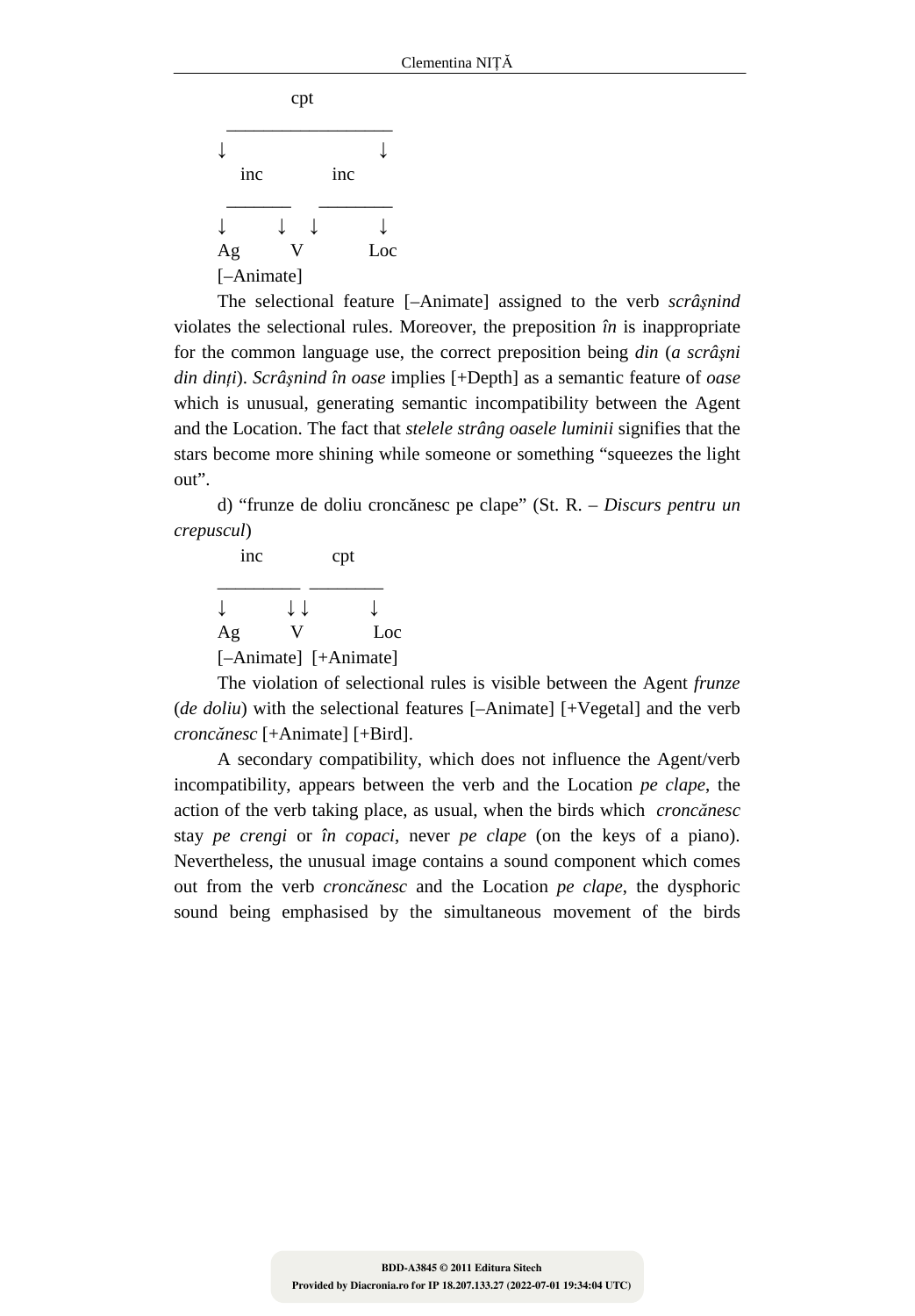```
           cpt
   _________________
↓                   ↓
   inc          inc
   _______    ________
↓        ↓  ↓         ↓
Ag       V          Loc
[–Animate]
```

The selectional feature [–Animate] assigned to the verb *scrâşnind* violates the selectional rules. Moreover, the preposition *în* is inappropriate for the common language use, the correct preposition being *din* (*a scrâşni din dinţi*). *Scrâşnind în oase* implies [+Depth] as a semantic feature of *oase* which is unusual, generating semantic incompatibility between the Agent and the Location. The fact that *stelele strâng oasele luminii* signifies that the stars become more shining while someone or something "squeezes the light out".

d) "frunze de doliu croncănesc pe clape" (St. R. – *Discurs pentru un crepuscul*)

```
   inc          cpt
________   ________
↓         ↓↓         ↓
Ag        V          Loc
[–Animate]  [+Animate]
```

The violation of selectional rules is visible between the Agent *frunze* (*de doliu*) with the selectional features [–Animate] [+Vegetal] and the verb *croncănesc* [+Animate] [+Bird].

A secondary compatibility, which does not influence the Agent/verb incompatibility, appears between the verb and the Location *pe clape*, the action of the verb taking place, as usual, when the birds which *croncănesc* stay *pe crengi* or *în copaci*, never *pe clape* (on the keys of a piano). Nevertheless, the unusual image contains a sound component which comes out from the verb *croncănesc* and the Location *pe clape*, the dysphoric sound being emphasised by the simultaneous movement of the birds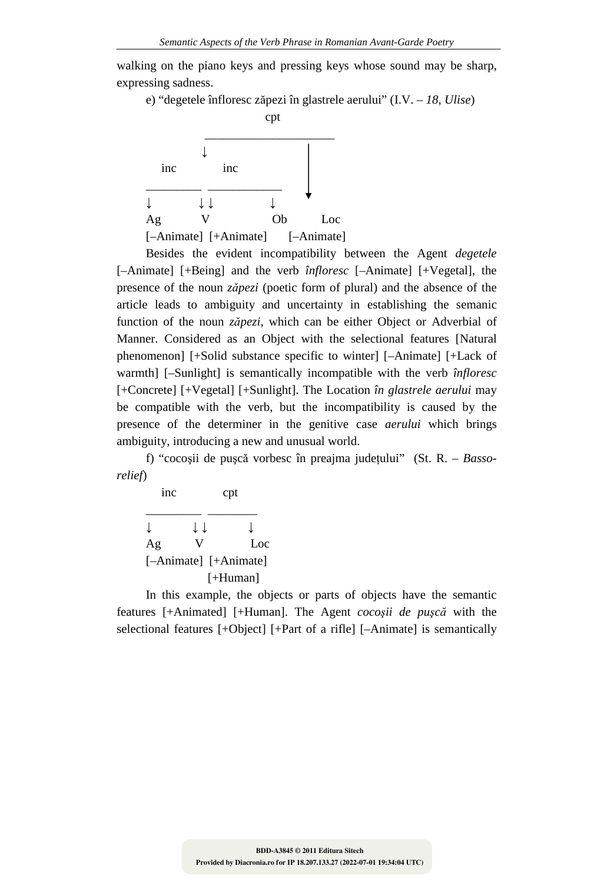walking on the piano keys and pressing keys whose sound may be sharp, expressing sadness.

e) “degetele înfloresc zăpezi în glastrele aerului” (I.V. – *18*, *Ulise*)

```
                    cpt
              ____________________
             ↓                    |
     inc          inc             |
  _________  ____________         ▼
  ↓         ↓ ↓           ↓
  Ag         V             Ob         Loc
  [–Animate]  [+Animate]      [–Animate]
```

Besides the evident incompatibility between the Agent *degetele* [–Animate] [+Being] and the verb *înfloresc* [–Animate] [+Vegetal], the presence of the noun *zăpezi* (poetic form of plural) and the absence of the article leads to ambiguity and uncertainty in establishing the semanic function of the noun *zăpezi*, which can be either Object or Adverbial of Manner. Considered as an Object with the selectional features [Natural phenomenon] [+Solid substance specific to winter] [–Animate] [+Lack of warmth] [–Sunlight] is semantically incompatible with the verb *înfloresc* [+Concrete] [+Vegetal] [+Sunlight]. The Location *în glastrele aerului* may be compatible with the verb, but the incompatibility is caused by the presence of the determiner in the genitive case *aerului* which brings ambiguity, introducing a new and unusual world.

f) “cocoşii de puşcă vorbesc în preajma judeţului” (St. R. – *Basso-relief*)

```
     inc          cpt
  _________  ________
  ↓         ↓ ↓         ↓
  Ag        V            Loc
  [–Animate]  [+Animate]
              [+Human]
```

In this example, the objects or parts of objects have the semantic features [+Animated] [+Human]. The Agent *cocoşii de puşcă* with the selectional features [+Object] [+Part of a rifle] [–Animate] is semantically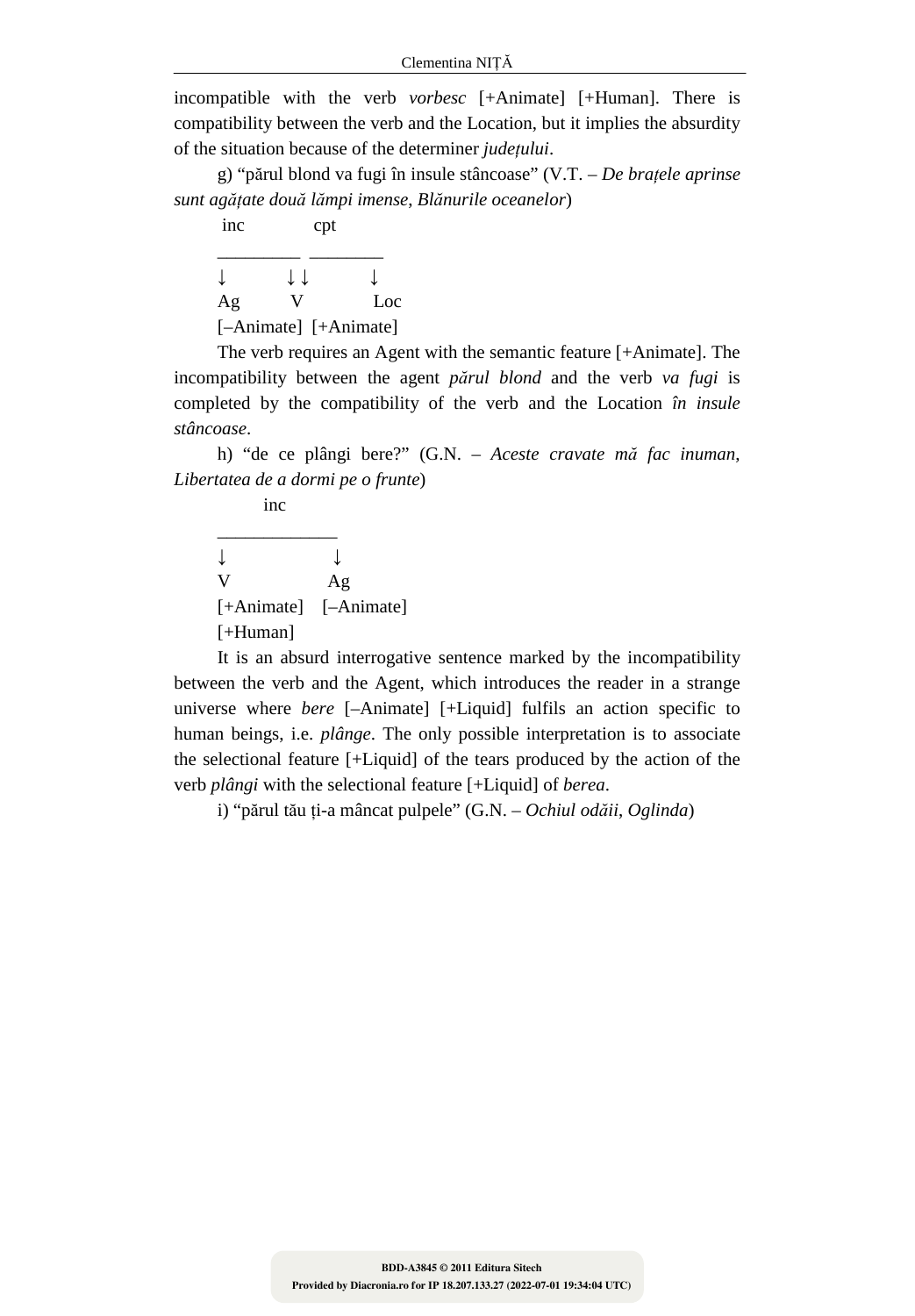incompatible with the verb *vorbesc* [+Animate] [+Human]. There is compatibility between the verb and the Location, but it implies the absurdity of the situation because of the determiner *județului*.

g) "părul blond va fugi în insule stâncoase" (V.T. – *De brațele aprinse sunt agățate două lămpi imense*, *Blănurile oceanelor*)

```
 inc        cpt
_________  ________
↓        ↓ ↓        ↓
Ag       V          Loc
[–Animate]  [+Animate]
```

The verb requires an Agent with the semantic feature [+Animate]. The incompatibility between the agent *părul blond* and the verb *va fugi* is completed by the compatibility of the verb and the Location *în insule stâncoase*.

h) "de ce plângi bere?" (G.N. – *Aceste cravate mă fac inuman*, *Libertatea de a dormi pe o frunte*)

```
      inc
_____________
↓             ↓
V             Ag
[+Animate]    [–Animate]
[+Human]
```

It is an absurd interrogative sentence marked by the incompatibility between the verb and the Agent, which introduces the reader in a strange universe where *bere* [–Animate] [+Liquid] fulfils an action specific to human beings, i.e. *plânge*. The only possible interpretation is to associate the selectional feature [+Liquid] of the tears produced by the action of the verb *plângi* with the selectional feature [+Liquid] of *berea*.

i) "părul tău ți-a mâncat pulpele" (G.N. – *Ochiul odăii*, *Oglinda*)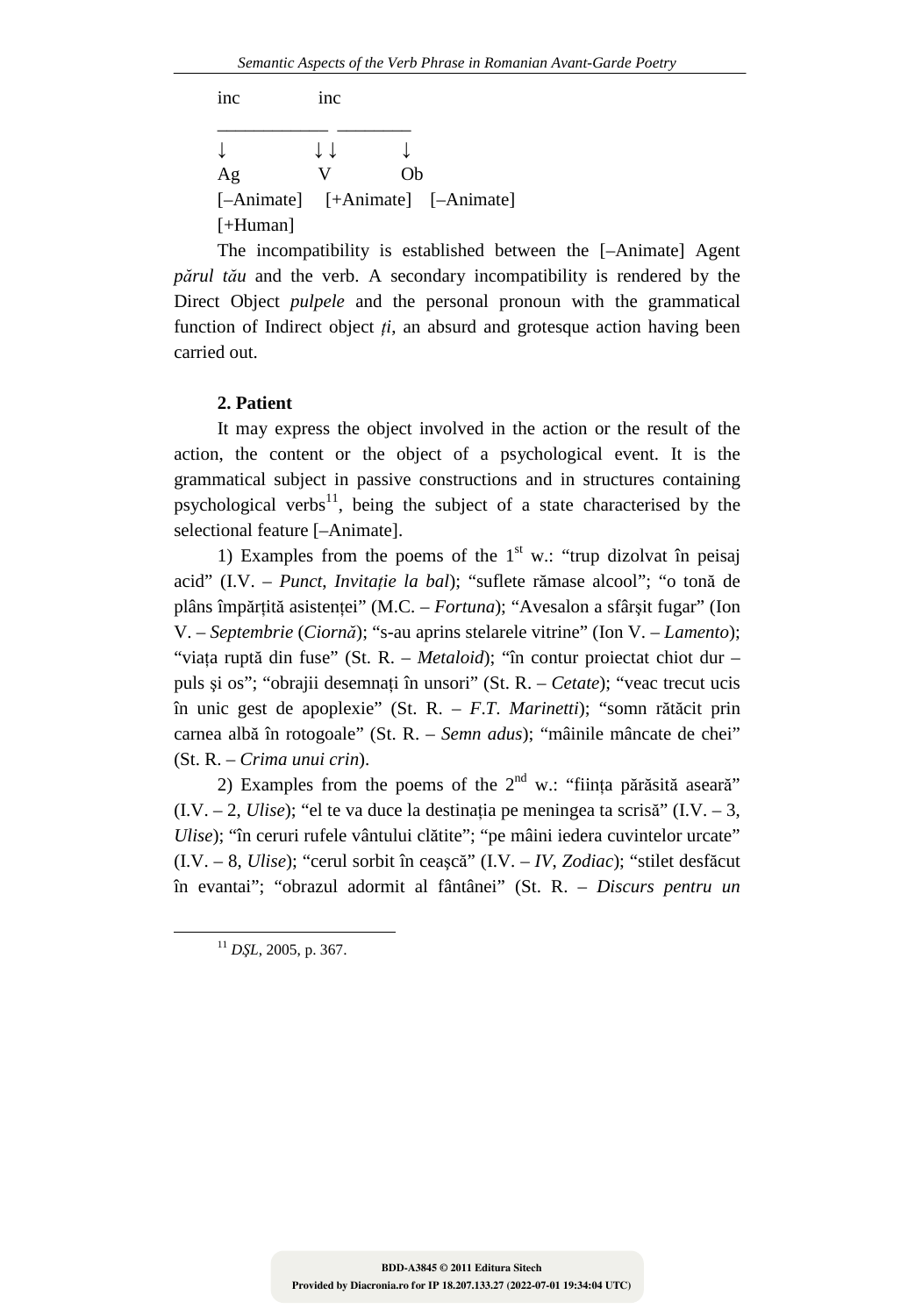```
inc              inc
____________  ________
↓               ↓ ↓           ↓
Ag              V            Ob
[–Animate]    [+Animate]    [–Animate]
[+Human]
```

The incompatibility is established between the [–Animate] Agent *părul tău* and the verb. A secondary incompatibility is rendered by the Direct Object *pulpele* and the personal pronoun with the grammatical function of Indirect object *ți*, an absurd and grotesque action having been carried out.

**2. Patient**

It may express the object involved in the action or the result of the action, the content or the object of a psychological event. It is the grammatical subject in passive constructions and in structures containing psychological verbs[11], being the subject of a state characterised by the selectional feature [–Animate].

1) Examples from the poems of the 1st w.: "trup dizolvat în peisaj acid" (I.V. – *Punct*, *Invitație la bal*); "suflete rămase alcool"; "o tonă de plâns împărțită asistenței" (M.C. – *Fortuna*); "Avesalon a sfârșit fugar" (Ion V. – *Septembrie* (*Ciornă*); "s-au aprins stelarele vitrine" (Ion V. – *Lamento*); "viața ruptă din fuse" (St. R. – *Metaloid*); "în contur proiectat chiot dur – puls și os"; "obrajii desemnați în unsori" (St. R. – *Cetate*); "veac trecut ucis în unic gest de apoplexie" (St. R. – *F.T. Marinetti*); "somn rătăcit prin carnea albă în rotogoale" (St. R. – *Semn adus*); "mâinile mâncate de chei" (St. R. – *Crima unui crin*).

2) Examples from the poems of the 2nd w.: "ființa părăsită aseară" (I.V. – 2, *Ulise*); "el te va duce la destinația pe meningea ta scrisă" (I.V. – 3, *Ulise*); "în ceruri rufele vântului clătite"; "pe mâini iedera cuvintelor urcate" (I.V. – 8, *Ulise*); "cerul sorbit în ceașcă" (I.V. – *IV*, *Zodiac*); "stilet desfăcut în evantai"; "obrazul adormit al fântânei" (St. R. – *Discurs pentru un*

---

[11] *DȘL*, 2005, p. 367.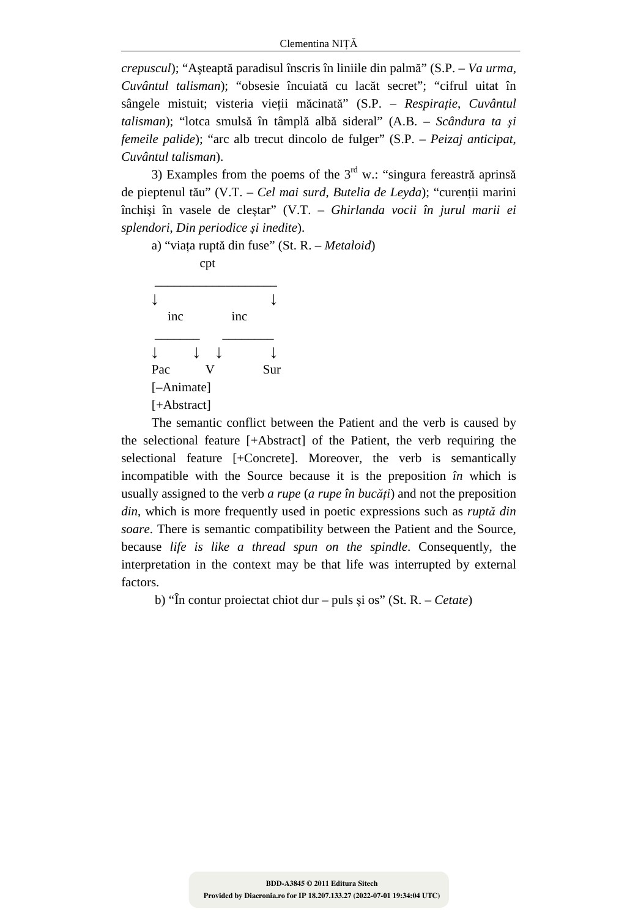*crepuscul*); “Așteaptă paradisul înscris în liniile din palmă” (S.P. – *Va urma*, *Cuvântul talisman*); “obsesie încuiată cu lacăt secret”; “cifrul uitat în sângele mistuit; visteria vieții măcinată” (S.P. – *Respirație*, *Cuvântul talisman*); “lotca smulsă în tâmplă albă sideral” (A.B. – *Scândura ta şi femeile palide*); “arc alb trecut dincolo de fulger” (S.P. – *Peizaj anticipat*, *Cuvântul talisman*).

3) Examples from the poems of the 3rd w.: “singura fereastră aprinsă de pieptenul tău” (V.T. – *Cel mai surd*, *Butelia de Leyda*); “curenții marini închişi în vasele de cleştar” (V.T. – *Ghirlanda vocii în jurul marii ei splendori*, *Din periodice şi inedite*).

a) “viața ruptă din fuse” (St. R. – *Metaloid*)

```
          cpt
 ___________________
↓                   ↓
   inc          inc
 _______      ________
↓       ↓   ↓         ↓
Pac      V            Sur
[–Animate]
[+Abstract]
```

The semantic conflict between the Patient and the verb is caused by the selectional feature [+Abstract] of the Patient, the verb requiring the selectional feature [+Concrete]. Moreover, the verb is semantically incompatible with the Source because it is the preposition *în* which is usually assigned to the verb *a rupe* (*a rupe în bucăți*) and not the preposition *din*, which is more frequently used in poetic expressions such as *ruptă din soare*. There is semantic compatibility between the Patient and the Source, because *life is like a thread spun on the spindle*. Consequently, the interpretation in the context may be that life was interrupted by external factors.

b) “În contur proiectat chiot dur – puls şi os” (St. R. – *Cetate*)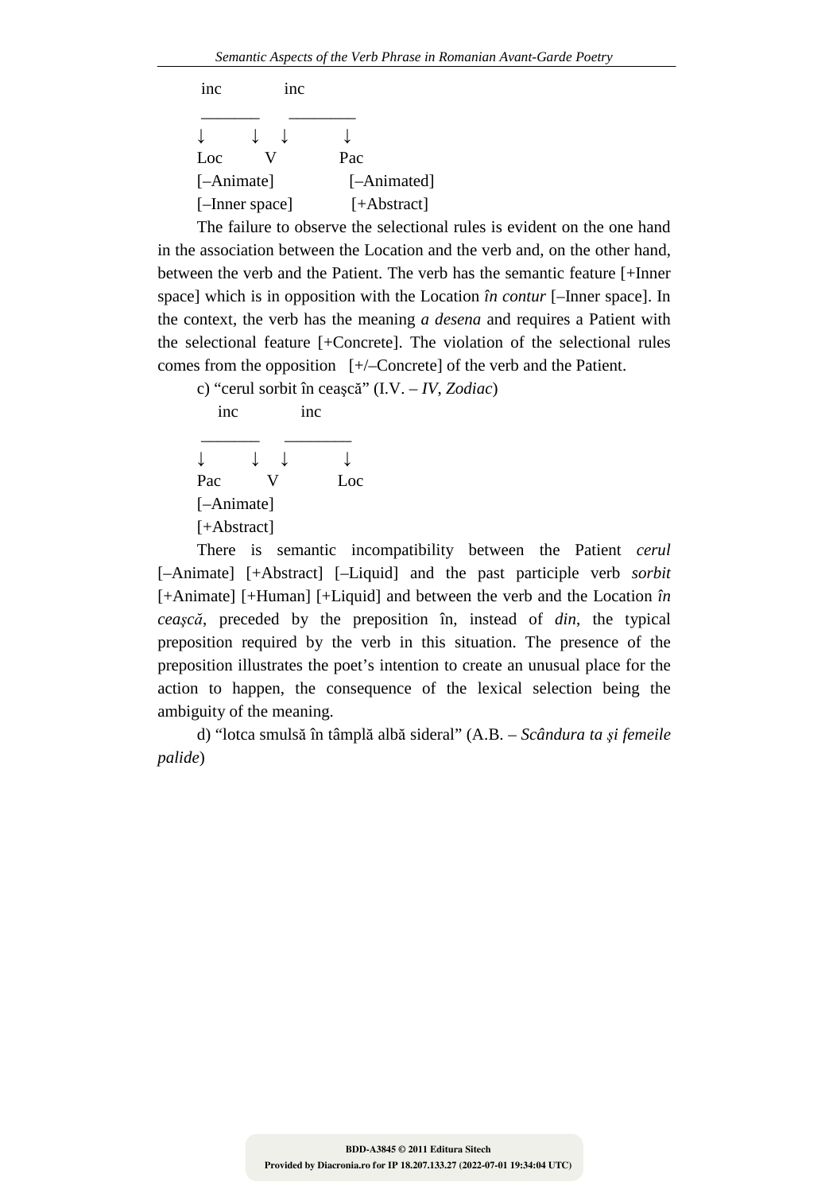```
 inc           inc
 _______     ________
↓        ↓   ↓          ↓
Loc        V            Pac
[–Animate]              [–Animated]
[–Inner space]          [+Abstract]
```

The failure to observe the selectional rules is evident on the one hand in the association between the Location and the verb and, on the other hand, between the verb and the Patient. The verb has the semantic feature [+Inner space] which is in opposition with the Location *în contur* [–Inner space]. In the context, the verb has the meaning *a desena* and requires a Patient with the selectional feature [+Concrete]. The violation of the selectional rules comes from the opposition [+/–Concrete] of the verb and the Patient.

c) "cerul sorbit în ceaşcă" (I.V. – *IV*, *Zodiac*)

```
    inc           inc
 _______     ________
↓        ↓   ↓          ↓
Pac        V            Loc
[–Animate]
[+Abstract]
```

There is semantic incompatibility between the Patient *cerul* [–Animate] [+Abstract] [–Liquid] and the past participle verb *sorbit* [+Animate] [+Human] [+Liquid] and between the verb and the Location *în ceaşcă*, preceded by the preposition în, instead of *din*, the typical preposition required by the verb in this situation. The presence of the preposition illustrates the poet's intention to create an unusual place for the action to happen, the consequence of the lexical selection being the ambiguity of the meaning.

d) "lotca smulsă în tâmplă albă sideral" (A.B. – *Scândura ta şi femeile palide*)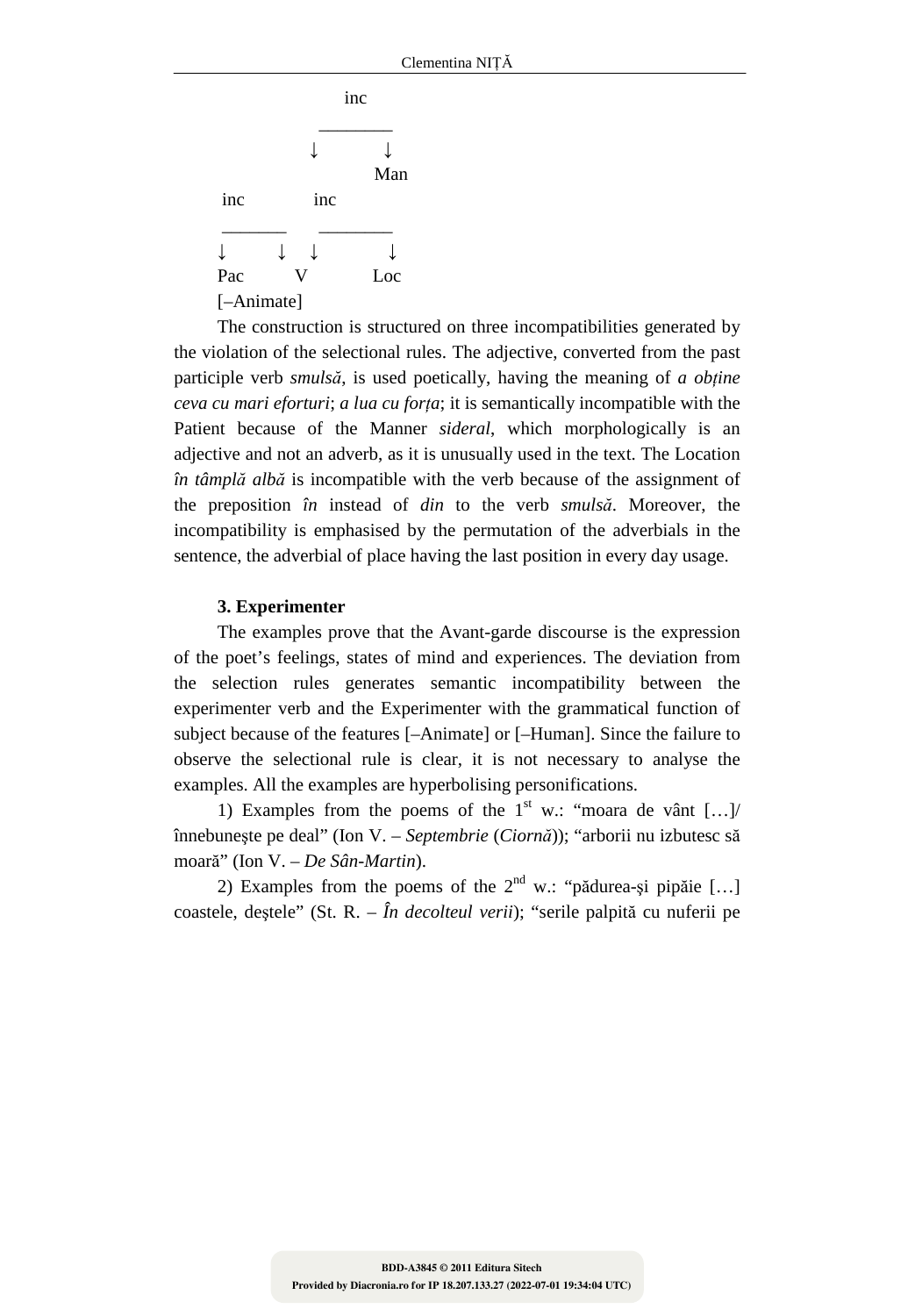```
                inc
              ________
             ↓        ↓
                     Man
  inc        inc
  _______   ________
 ↓      ↓  ↓        ↓
 Pac     V          Loc
 [–Animate]
```

The construction is structured on three incompatibilities generated by the violation of the selectional rules. The adjective, converted from the past participle verb *smulsă*, is used poetically, having the meaning of *a obține ceva cu mari eforturi*; *a lua cu forța*; it is semantically incompatible with the Patient because of the Manner *sideral*, which morphologically is an adjective and not an adverb, as it is unusually used in the text. The Location *în tâmplă albă* is incompatible with the verb because of the assignment of the preposition *în* instead of *din* to the verb *smulsă*. Moreover, the incompatibility is emphasised by the permutation of the adverbials in the sentence, the adverbial of place having the last position in every day usage.

**3. Experimenter**

The examples prove that the Avant-garde discourse is the expression of the poet's feelings, states of mind and experiences. The deviation from the selection rules generates semantic incompatibility between the experimenter verb and the Experimenter with the grammatical function of subject because of the features [–Animate] or [–Human]. Since the failure to observe the selectional rule is clear, it is not necessary to analyse the examples. All the examples are hyperbolising personifications.

1) Examples from the poems of the 1st w.: "moara de vânt […]/ înnebuneşte pe deal" (Ion V. – *Septembrie* (*Ciornă*)); "arborii nu izbutesc să moară" (Ion V. – *De Sân-Martin*).

2) Examples from the poems of the 2nd w.: "pădurea-şi pipăie […] coastele, deştele" (St. R. – *În decolteul verii*); "serile palpită cu nuferii pe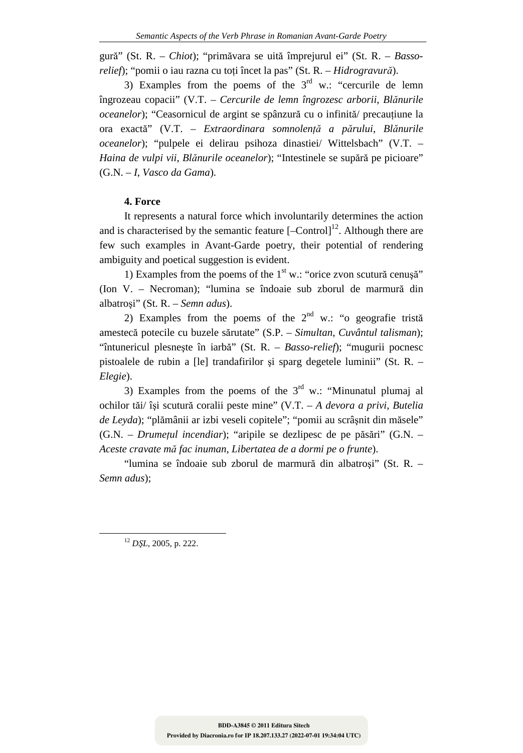gură" (St. R. – *Chiot*); "primăvara se uită împrejurul ei" (St. R. – *Basso-relief*); "pomii o iau razna cu toți încet la pas" (St. R. – *Hidrogravură*).

3) Examples from the poems of the 3rd w.: "cercurile de lemn îngrozeau copacii" (V.T. – *Cercurile de lemn îngrozesc arborii*, *Blănurile oceanelor*); "Ceasornicul de argint se spânzură cu o infinită/ precauțiune la ora exactă" (V.T. – *Extraordinara somnolență a părului*, *Blănurile oceanelor*); "pulpele ei delirau psihoza dinastiei/ Wittelsbach" (V.T. – *Haina de vulpi vii*, *Blănurile oceanelor*); "Intestinele se supără pe picioare" (G.N. – *I*, *Vasco da Gama*).

**4. Force**

It represents a natural force which involuntarily determines the action and is characterised by the semantic feature [–Control][12]. Although there are few such examples in Avant-Garde poetry, their potential of rendering ambiguity and poetical suggestion is evident.

1) Examples from the poems of the 1st w.: "orice zvon scutură cenușă" (Ion V. – Necroman); "lumina se îndoaie sub zborul de marmură din albatroşi" (St. R. – *Semn adus*).

2) Examples from the poems of the 2nd w.: "o geografie tristă amestecă potecile cu buzele sărutate" (S.P. – *Simultan*, *Cuvântul talisman*); "întunericul plesneşte în iarbă" (St. R. – *Basso-relief*); "mugurii pocnesc pistoalele de rubin a [le] trandafirilor şi sparg degetele luminii" (St. R. – *Elegie*).

3) Examples from the poems of the 3rd w.: "Minunatul plumaj al ochilor tăi/ îşi scutură coralii peste mine" (V.T. – *A devora a privi*, *Butelia de Leyda*); "plămânii ar izbi veseli copitele"; "pomii au scrâșnit din măsele" (G.N. – *Drumețul incendiar*); "aripile se dezlipesc de pe păsări" (G.N. – *Aceste cravate mă fac inuman*, *Libertatea de a dormi pe o frunte*).

"lumina se îndoaie sub zborul de marmură din albatroşi" (St. R. – *Semn adus*);

---

[12] *DŞL*, 2005, p. 222.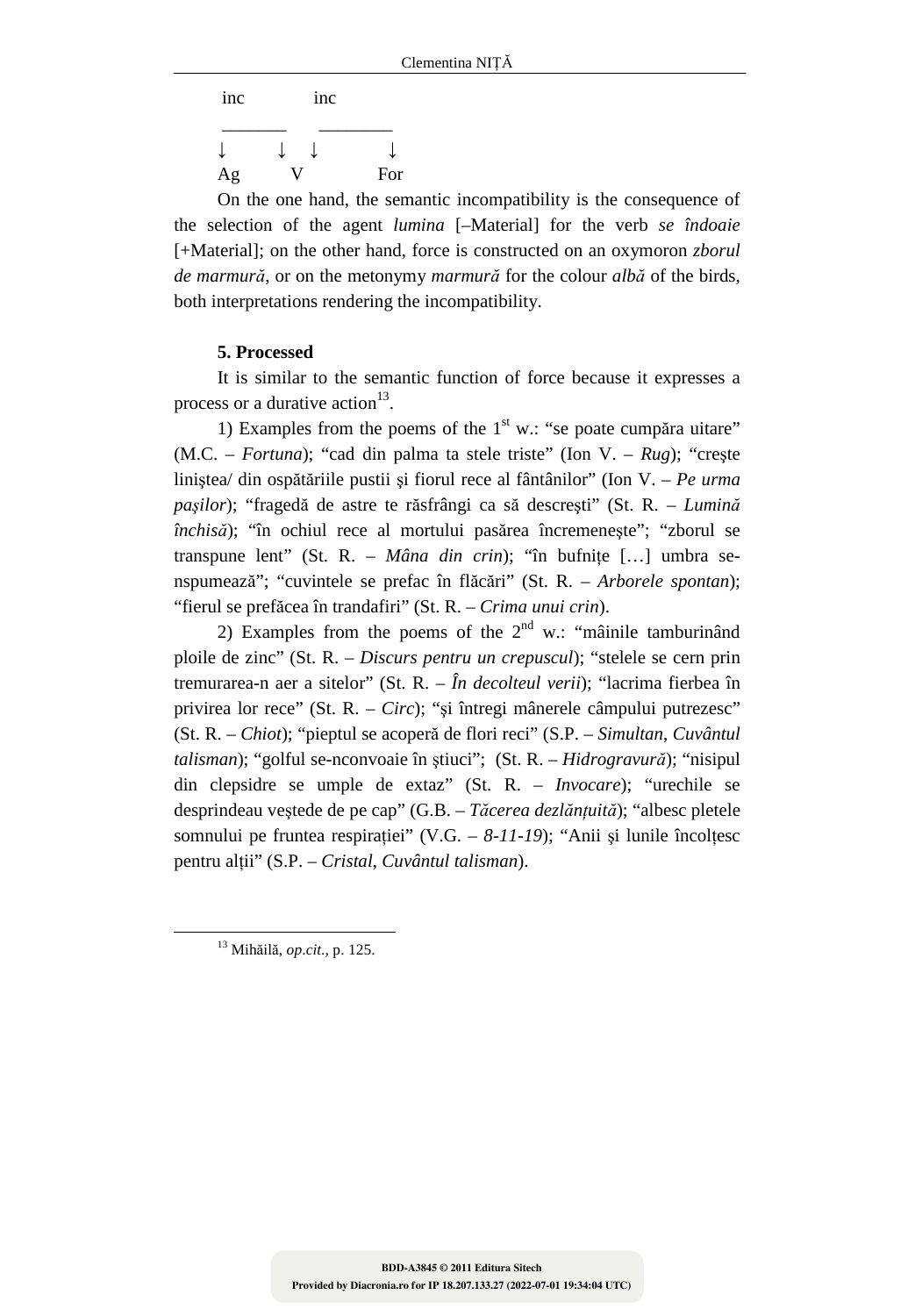```
 inc            inc
 _______      ________
↓        ↓   ↓           ↓
Ag        V             For
```

On the one hand, the semantic incompatibility is the consequence of the selection of the agent *lumina* [–Material] for the verb *se îndoaie* [+Material]; on the other hand, force is constructed on an oxymoron *zborul de marmură*, or on the metonymy *marmură* for the colour *albă* of the birds, both interpretations rendering the incompatibility.

**5. Processed**

It is similar to the semantic function of force because it expresses a process or a durative action[13].

1) Examples from the poems of the 1st w.: "se poate cumpăra uitare" (M.C. – *Fortuna*); "cad din palma ta stele triste" (Ion V. – *Rug*); "creşte liniştea/ din ospătăriile pustii şi fiorul rece al fântânilor" (Ion V. – *Pe urma paşilor*); "fragedă de astre te răsfrângi ca să descreşti" (St. R. – *Lumină închisă*); "în ochiul rece al mortului pasărea încremeneşte"; "zborul se transpune lent" (St. R. – *Mâna din crin*); "în bufnițe […] umbra se-nspumează"; "cuvintele se prefac în flăcări" (St. R. – *Arborele spontan*); "fierul se prefăcea în trandafiri" (St. R. – *Crima unui crin*).

2) Examples from the poems of the 2nd w.: "mâinile tamburinând ploile de zinc" (St. R. – *Discurs pentru un crepuscul*); "stelele se cern prin tremurarea-n aer a sitelor" (St. R. – *În decolteul verii*); "lacrima fierbea în privirea lor rece" (St. R. – *Circ*); "şi întregi mânerele câmpului putrezesc" (St. R. – *Chiot*); "pieptul se acoperă de flori reci" (S.P. – *Simultan*, *Cuvântul talisman*); "golful se-nconvoaie în ştiuci"; (St. R. – *Hidrogravură*); "nisipul din clepsidre se umple de extaz" (St. R. – *Invocare*); "urechile se desprindeau veştede de pe cap" (G.B. – *Tăcerea dezlănțuită*); "albesc pletele somnului pe fruntea respirației" (V.G. – *8-11-19*); "Anii şi lunile încolțesc pentru alții" (S.P. – *Cristal*, *Cuvântul talisman*).

---

[13] Mihăilă, *op.cit.*, p. 125.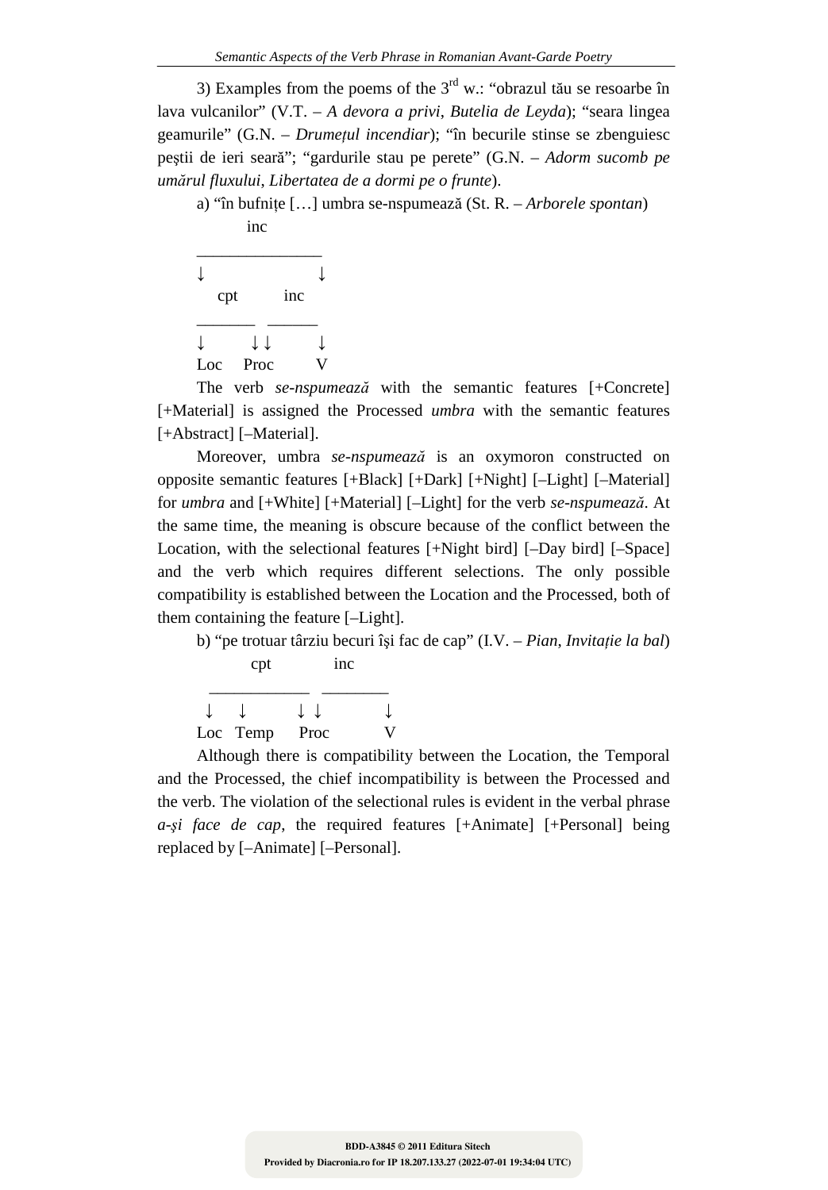3) Examples from the poems of the 3rd w.: “obrazul tău se resoarbe în lava vulcanilor” (V.T. – *A devora a privi*, *Butelia de Leyda*); “seara lingea geamurile” (G.N. – *Drumețul incendiar*); “în becurile stinse se zbenguiesc peștii de ieri seară”; “gardurile stau pe perete” (G.N. – *Adorm sucomb pe umărul fluxului*, *Libertatea de a dormi pe o frunte*).

a) “în bufnițe […] umbra se-nspumează (St. R. – *Arborele spontan*)

```
        inc
   _______________
   ↓              ↓
     cpt       inc
   _______  ______
   ↓      ↓ ↓      ↓
   Loc   Proc      V
```

The verb *se-nspumează* with the semantic features [+Concrete] [+Material] is assigned the Processed *umbra* with the semantic features [+Abstract] [–Material].

Moreover, umbra *se-nspumează* is an oxymoron constructed on opposite semantic features [+Black] [+Dark] [+Night] [–Light] [–Material] for *umbra* and [+White] [+Material] [–Light] for the verb *se-nspumează*. At the same time, the meaning is obscure because of the conflict between the Location, with the selectional features [+Night bird] [–Day bird] [–Space] and the verb which requires different selections. The only possible compatibility is established between the Location and the Processed, both of them containing the feature [–Light].

b) “pe trotuar târziu becuri își fac de cap” (I.V. – *Pian*, *Invitație la bal*)

```
         cpt          inc
    ____________   ________
    ↓    ↓       ↓ ↓        ↓
   Loc  Temp     Proc       V
```

Although there is compatibility between the Location, the Temporal and the Processed, the chief incompatibility is between the Processed and the verb. The violation of the selectional rules is evident in the verbal phrase *a-și face de cap*, the required features [+Animate] [+Personal] being replaced by [–Animate] [–Personal].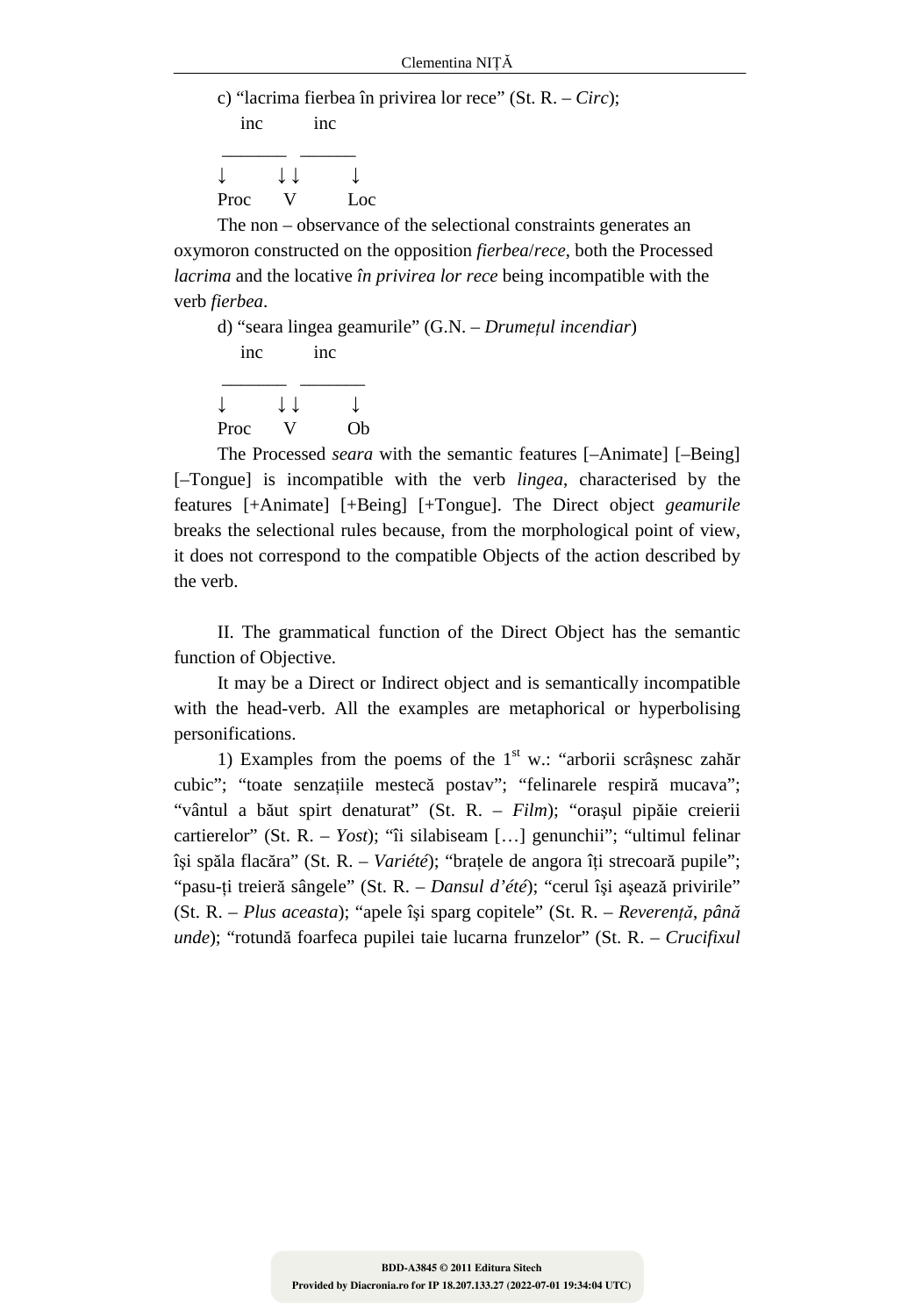c) “lacrima fierbea în privirea lor rece” (St. R. – *Circ*);

```
    inc       inc
  _______   ______
↓        ↓ ↓        ↓
Proc     V        Loc
```

The non – observance of the selectional constraints generates an oxymoron constructed on the opposition *fierbea*/*rece*, both the Processed *lacrima* and the locative *în privirea lor rece* being incompatible with the verb *fierbea*.

d) “seara lingea geamurile” (G.N. – *Drumețul incendiar*)

```
    inc       inc
  _______   _______
↓        ↓ ↓        ↓
Proc     V        Ob
```

The Processed *seara* with the semantic features [–Animate] [–Being] [–Tongue] is incompatible with the verb *lingea*, characterised by the features [+Animate] [+Being] [+Tongue]. The Direct object *geamurile* breaks the selectional rules because, from the morphological point of view, it does not correspond to the compatible Objects of the action described by the verb.

II. The grammatical function of the Direct Object has the semantic function of Objective.

It may be a Direct or Indirect object and is semantically incompatible with the head-verb. All the examples are metaphorical or hyperbolising personifications.

1) Examples from the poems of the 1st w.: “arborii scrâşnesc zahăr cubic”; “toate senzațiile mestecă postav”; “felinarele respiră mucava”; “vântul a băut spirt denaturat” (St. R. – *Film*); “orașul pipăie creierii cartierelor” (St. R. – *Yost*); “îi silabiseam […] genunchii”; “ultimul felinar își spăla flacăra” (St. R. – *Variété*); “brațele de angora îți strecoară pupile”; “pasu-ți treieră sângele” (St. R. – *Dansul d’été*); “cerul își așează privirile” (St. R. – *Plus aceasta*); “apele își sparg copitele” (St. R. – *Reverență, până unde*); “rotundă foarfeca pupilei taie lucarna frunzelor” (St. R. – *Crucifixul*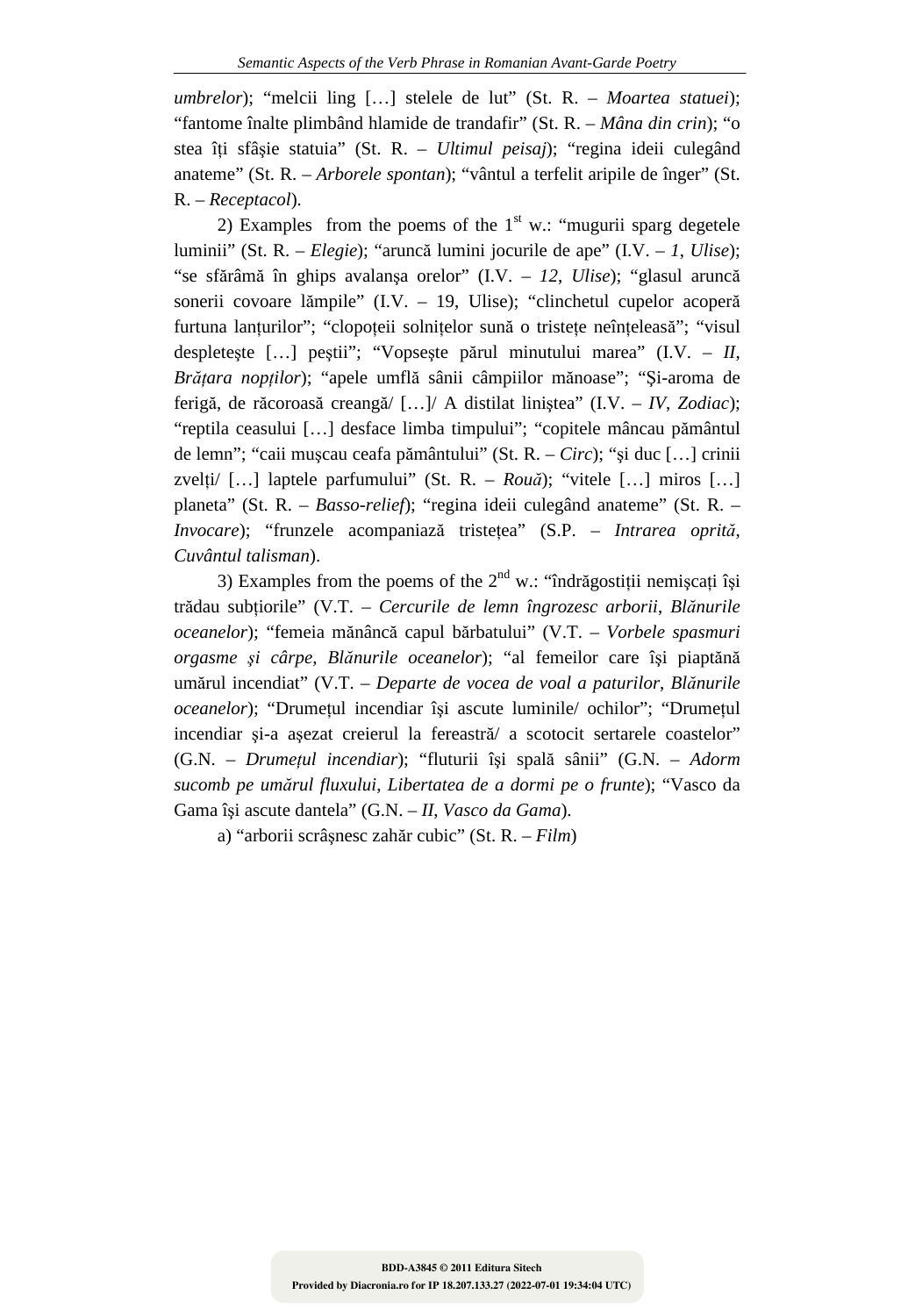*umbrelor*); “melcii ling […] stelele de lut” (St. R. – *Moartea statuei*); “fantome înalte plimbând hlamide de trandafir” (St. R. – *Mâna din crin*); “o stea îți sfâșie statuia” (St. R. – *Ultimul peisaj*); “regina ideii culegând anateme” (St. R. – *Arborele spontan*); “vântul a terfelit aripile de înger” (St. R. – *Receptacol*).

2) Examples from the poems of the 1st w.: “mugurii sparg degetele luminii” (St. R. – *Elegie*); “aruncă lumini jocurile de ape” (I.V. – *1*, *Ulise*); “se sfărâmă în ghips avalanșa orelor” (I.V. – *12*, *Ulise*); “glasul aruncă sonerii covoare lămpile” (I.V. – 19, Ulise); “clinchetul cupelor acoperă furtuna lanțurilor”; “clopoțeii solnițelor sună o tristețe neînțeleasă”; “visul despletește […] peștii”; “Vopsește părul minutului marea” (I.V. – *II*, *Brățara nopților*); “apele umflă sânii câmpiilor mănoase”; “Și-aroma de ferigă, de răcoroasă creangă/ […]/ A distilat liniștea” (I.V. – *IV*, *Zodiac*); “reptila ceasului […] desface limba timpului”; “copitele mâncau pământul de lemn”; “caii mușcau ceafa pământului” (St. R. – *Circ*); “și duc […] crinii zvelți/ […] laptele parfumului” (St. R. – *Rouă*); “vitele […] miros […] planeta” (St. R. – *Basso-relief*); “regina ideii culegând anateme” (St. R. – *Invocare*); “frunzele acompaniază tristețea” (S.P. – *Intrarea oprită*, *Cuvântul talisman*).

3) Examples from the poems of the 2nd w.: “îndrăgostiții nemișcați își trădau subțiorile” (V.T. – *Cercurile de lemn îngrozesc arborii*, *Blănurile oceanelor*); “femeia mănâncă capul bărbatului” (V.T. – *Vorbele spasmuri orgasme și cârpe*, *Blănurile oceanelor*); “al femeilor care își piaptănă umărul incendiat” (V.T. – *Departe de vocea de voal a paturilor*, *Blănurile oceanelor*); “Drumețul incendiar își ascute luminile/ ochilor”; “Drumețul incendiar și-a așezat creierul la fereastră/ a scotocit sertarele coastelor” (G.N. – *Drumețul incendiar*); “fluturii își spală sânii” (G.N. – *Adorm sucomb pe umărul fluxului*, *Libertatea de a dormi pe o frunte*); “Vasco da Gama își ascute dantela” (G.N. – *II*, *Vasco da Gama*).

a) “arborii scrâșnesc zahăr cubic” (St. R. – *Film*)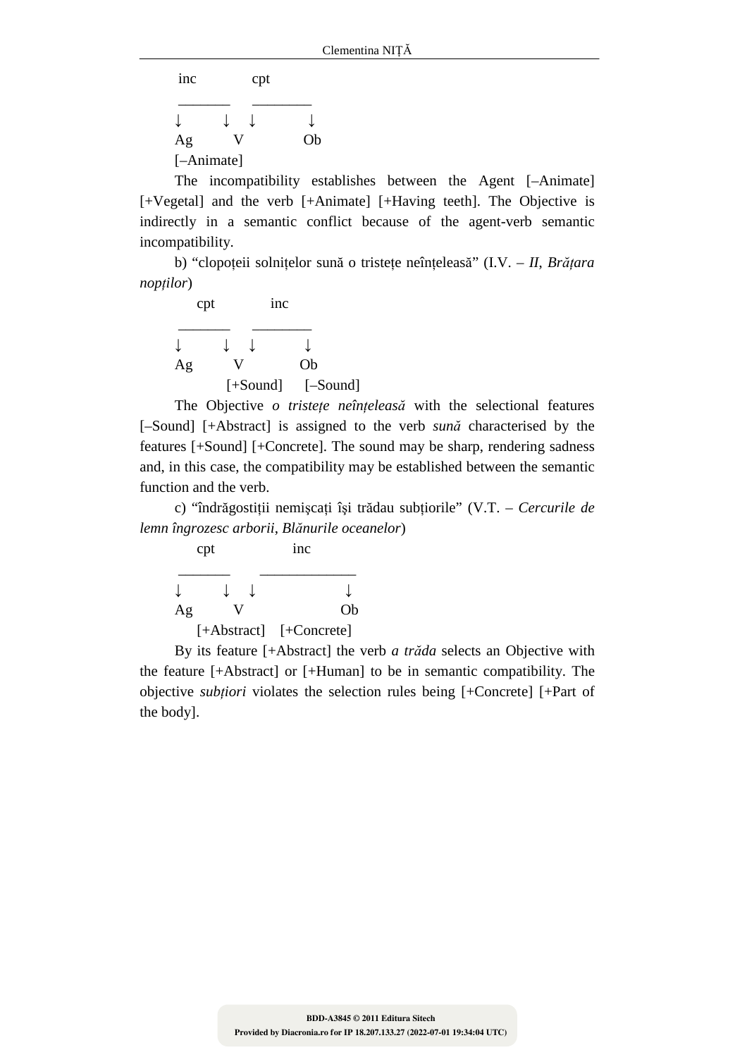```
 inc        cpt
 _______    ________
↓       ↓  ↓        ↓
Ag      V           Ob
[–Animate]
```

The incompatibility establishes between the Agent [–Animate] [+Vegetal] and the verb [+Animate] [+Having teeth]. The Objective is indirectly in a semantic conflict because of the agent-verb semantic incompatibility.

b) “clopoțeii solnițelor sună o tristețe neînțeleasă” (I.V. – *II*, *Brățara nopților*)

```
    cpt        inc
 _______    ________
↓       ↓  ↓       ↓
Ag      V          Ob
     [+Sound]   [–Sound]
```

The Objective *o tristețe neînțeleasă* with the selectional features [–Sound] [+Abstract] is assigned to the verb *sună* characterised by the features [+Sound] [+Concrete]. The sound may be sharp, rendering sadness and, in this case, the compatibility may be established between the semantic function and the verb.

c) “îndrăgostiții nemișcați își trădau subțiorile” (V.T. – *Cercurile de lemn îngrozesc arborii*, *Blănurile oceanelor*)

```
    cpt            inc
 _______    _____________
↓       ↓  ↓             ↓
Ag      V                Ob
   [+Abstract]  [+Concrete]
```

By its feature [+Abstract] the verb *a trăda* selects an Objective with the feature [+Abstract] or [+Human] to be in semantic compatibility. The objective *subțiori* violates the selection rules being [+Concrete] [+Part of the body].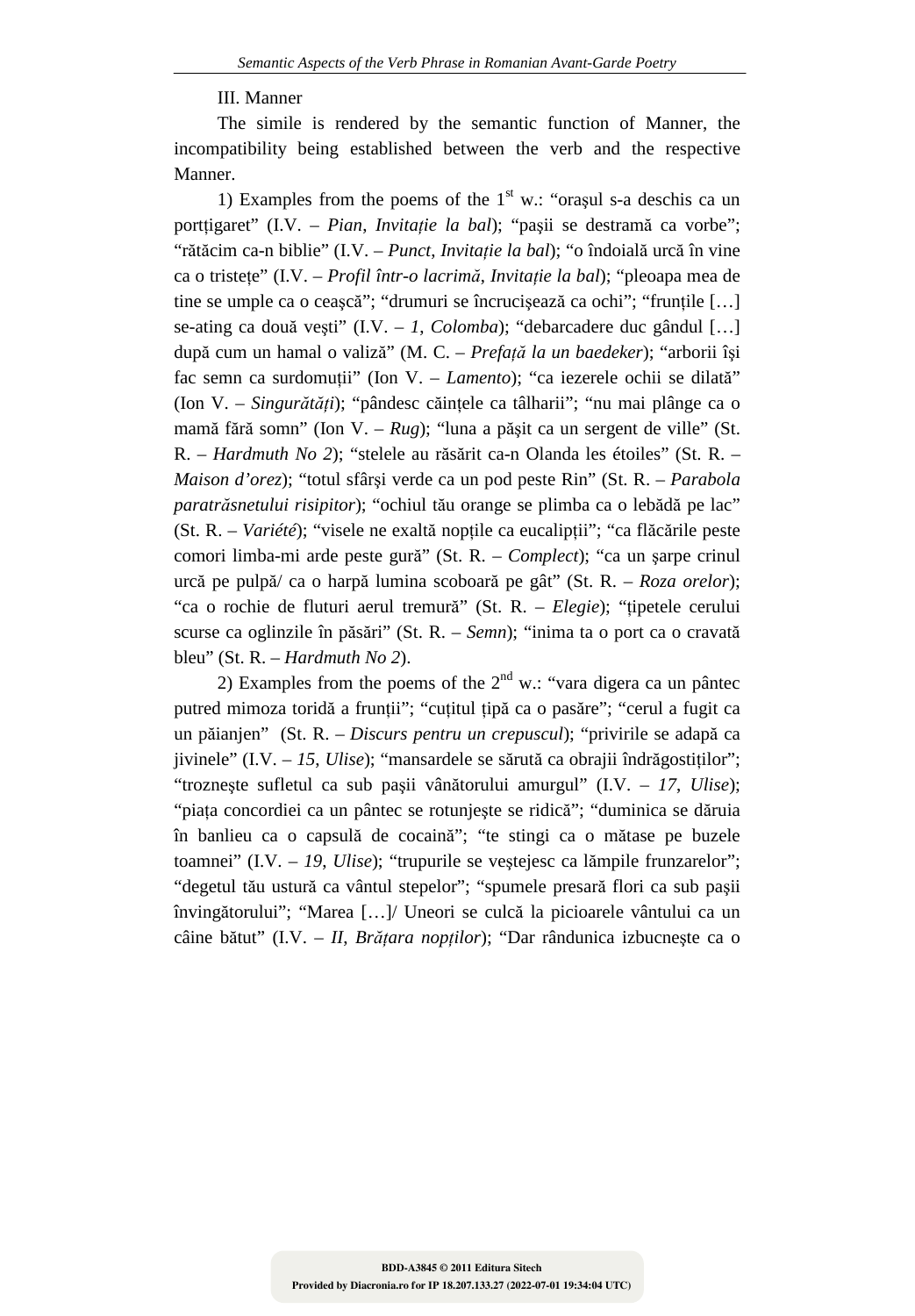III. Manner

The simile is rendered by the semantic function of Manner, the incompatibility being established between the verb and the respective Manner.

1) Examples from the poems of the 1st w.: "orașul s-a deschis ca un portțigaret" (I.V. – *Pian*, *Invitație la bal*); "pașii se destramă ca vorbe"; "rătăcim ca-n biblie" (I.V. – *Punct*, *Invitație la bal*); "o îndoială urcă în vine ca o tristețe" (I.V. – *Profil într-o lacrimă*, *Invitație la bal*); "pleoapa mea de tine se umple ca o ceașcă"; "drumuri se încrucişează ca ochi"; "frunțile […] se-ating ca două veşti" (I.V. – *1*, *Colomba*); "debarcadere duc gândul […] după cum un hamal o valiză" (M. C. – *Prefață la un baedeker*); "arborii îşi fac semn ca surdomuții" (Ion V. – *Lamento*); "ca iezerele ochii se dilată" (Ion V. – *Singurătăți*); "pândesc căințele ca tâlharii"; "nu mai plânge ca o mamă fără somn" (Ion V. – *Rug*); "luna a pășit ca un sergent de ville" (St. R. – *Hardmuth No 2*); "stelele au răsărit ca-n Olanda les étoiles" (St. R. – *Maison d'orez*); "totul sfârşi verde ca un pod peste Rin" (St. R. – *Parabola paratrăsnetului risipitor*); "ochiul tău orange se plimba ca o lebădă pe lac" (St. R. – *Variété*); "visele ne exaltă nopțile ca eucalipții"; "ca flăcările peste comori limba-mi arde peste gură" (St. R. – *Complect*); "ca un șarpe crinul urcă pe pulpă/ ca o harpă lumina scoboară pe gât" (St. R. – *Roza orelor*); "ca o rochie de fluturi aerul tremură" (St. R. – *Elegie*); "țipetele cerului scurse ca oglinzile în păsări" (St. R. – *Semn*); "inima ta o port ca o cravată bleu" (St. R. – *Hardmuth No 2*).

2) Examples from the poems of the 2nd w.: "vara digera ca un pântec putred mimoza toridă a frunții"; "cuțitul țipă ca o pasăre"; "cerul a fugit ca un păianjen" (St. R. – *Discurs pentru un crepuscul*); "privirile se adapă ca jivinele" (I.V. – *15*, *Ulise*); "mansardele se sărută ca obrajii îndrăgostiților"; "trozneşte sufletul ca sub paşii vânătorului amurgul" (I.V. – *17*, *Ulise*); "piața concordiei ca un pântec se rotunjeşte se ridică"; "duminica se dăruia în banlieu ca o capsulă de cocaină"; "te stingi ca o mătase pe buzele toamnei" (I.V. – *19*, *Ulise*); "trupurile se veştejesc ca lămpile frunzarelor"; "degetul tău usturӑ ca vântul stepelor"; "spumele presară flori ca sub paşii învingătorului"; "Marea […]/ Uneori se culcă la picioarele vântului ca un câine bătut" (I.V. – *II*, *Brățara nopților*); "Dar rândunica izbucneşte ca o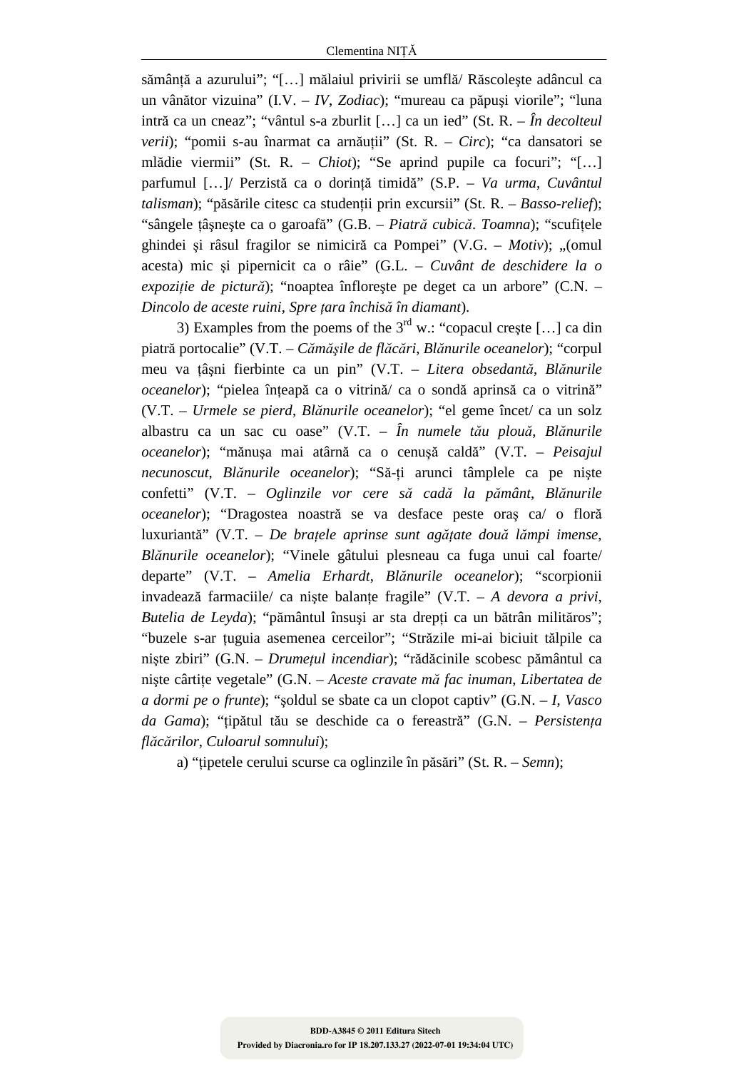sămânță a azurului”; “[…] mălaiul privirii se umflă/ Răscoleşte adâncul ca un vânător vizuina” (I.V. – *IV*, *Zodiac*); “mureau ca păpuși viorile”; “luna intră ca un cneaz”; “vântul s-a zburlit […] ca un ied” (St. R. – *În decolteul verii*); “pomii s-au înarmat ca arnăuții” (St. R. – *Circ*); “ca dansatori se mlădie viermii” (St. R. – *Chiot*); “Se aprind pupile ca focuri”; “[…] parfumul […]/ Perzistă ca o dorință timidă” (S.P. – *Va urma*, *Cuvântul talisman*); “păsările citesc ca studenții prin excursii” (St. R. – *Basso-relief*); “sângele țâşneşte ca o garoafă” (G.B. – *Piatră cubică*. *Toamna*); “scufițele ghindei şi râsul fragilor se nimicir ă ca Pompei” (V.G. – *Motiv*); „(omul acesta) mic şi pipernicit ca o râie” (G.L. – *Cuvânt de deschidere la o expoziție de pictură*); “noaptea înfloreşte pe deget ca un arbore” (C.N. – *Dincolo de aceste ruini*, *Spre țara închisă în diamant*).

3) Examples from the poems of the 3rd w.: “copacul creşte […] ca din piatră portocalie” (V.T. – *Cămăşile de flăcări*, *Blănurile oceanelor*); “corpul meu va țâşni fierbinte ca un pin” (V.T. – *Litera obsedantă*, *Blănurile oceanelor*); “pielea înțeapă ca o vitrină/ ca o sondă aprinsă ca o vitrină” (V.T. – *Urmele se pierd*, *Blănurile oceanelor*); “el geme încet/ ca un solz albastru ca un sac cu oase” (V.T. – *În numele tău plouă*, *Blănurile oceanelor*); “mănuşa mai atârnă ca o cenuşă caldă” (V.T. – *Peisajul necunoscut*, *Blănurile oceanelor*); “Să-ți arunci tâmplele ca pe nişte confetti” (V.T. – *Oglinzile vor cere să cadă la pământ*, *Blănurile oceanelor*); “Dragostea noastră se va desface peste oraş ca/ o floră luxuriantă” (V.T. – *De brațele aprinse sunt agățate două lămpi imense*, *Blănurile oceanelor*); “Vinele gâtului plesneau ca fuga unui cal foarte/ departe” (V.T. – *Amelia Erhardt*, *Blănurile oceanelor*); “scorpionii invadează farmaciile/ ca nişte balanțe fragile” (V.T. – *A devora a privi*, *Butelia de Leyda*); “pământul însuşi ar sta drepți ca un bătrân milităros”; “buzele s-ar țuguia asemenea cerceilor”; “Străzile mi-ai biciuit tălpile ca nişte zbiri” (G.N. – *Drumețul incendiar*); “rădăcinile scobesc pământul ca nişte cârtițe vegetale” (G.N. – *Aceste cravate mă fac inuman*, *Libertatea de a dormi pe o frunte*); “şoldul se sbate ca un clopot captiv” (G.N. – *I*, *Vasco da Gama*); “țipătul tău se deschide ca o fereastră” (G.N. – *Persistența flăcărilor*, *Culoarul somnului*);

a) “țipetele cerului scurse ca oglinzile în păsări” (St. R. – *Semn*);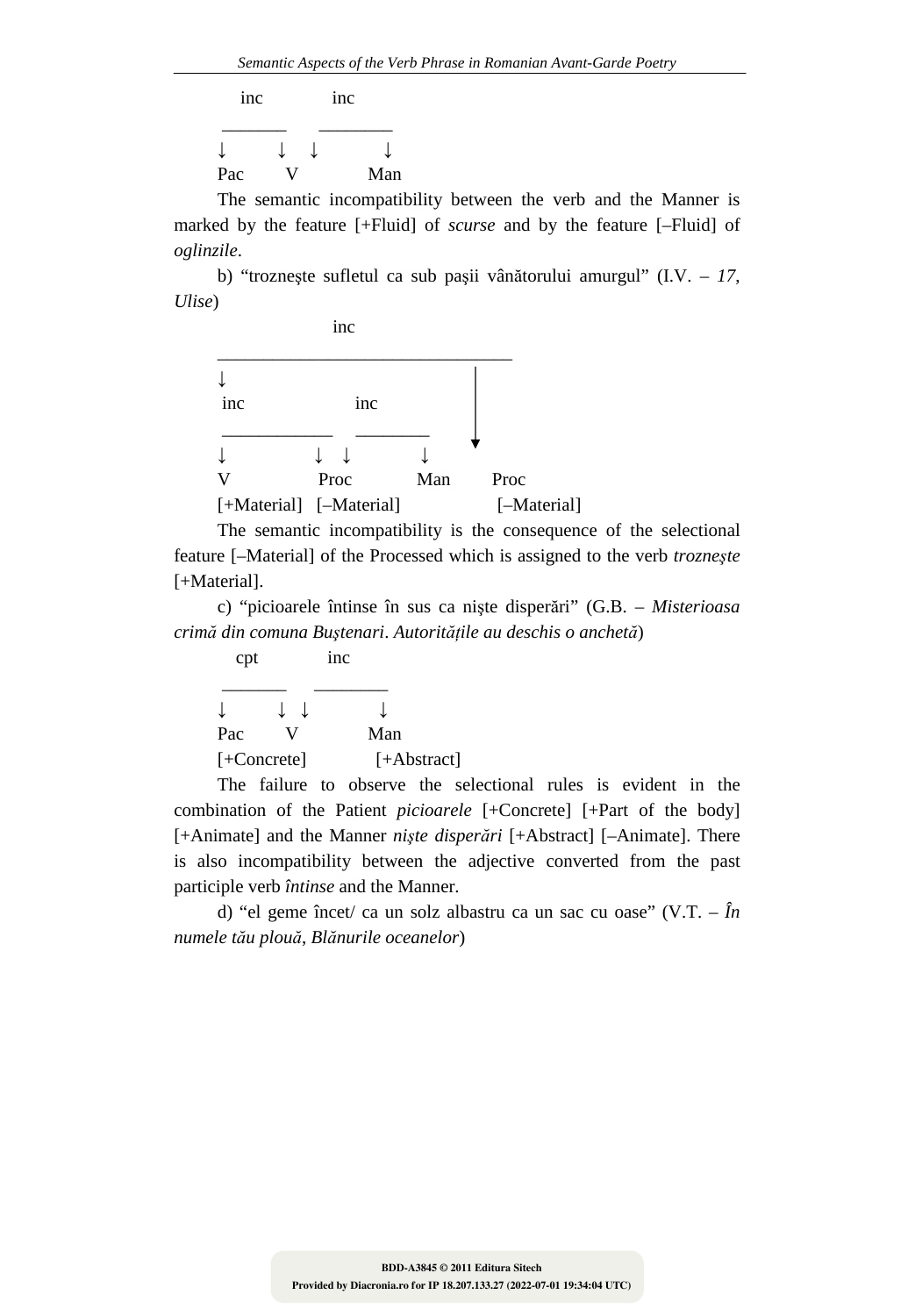```
   inc        inc
 _______    ________
↓      ↓  ↓        ↓
Pac     V          Man
```

The semantic incompatibility between the verb and the Manner is marked by the feature [+Fluid] of *scurse* and by the feature [–Fluid] of *oglinzile*.

b) "trozneşte sufletul ca sub paşii vânătorului amurgul" (I.V. – *17*, *Ulise*)

```
                inc
________________________________
↓                              |
 inc               inc         |
 ___________    ________       |
↓           ↓  ↓        ↓      ▼
V           Proc        Man    Proc
[+Material] [–Material]        [–Material]
```

The semantic incompatibility is the consequence of the selectional feature [–Material] of the Processed which is assigned to the verb *trozneşte* [+Material].

c) "picioarele întinse în sus ca nişte disperări" (G.B. – *Misterioasa crimă din comuna Buştenari*. *Autorităţile au deschis o anchetă*)

```
   cpt        inc
 _______    ________
↓      ↓  ↓        ↓
Pac     V          Man
[+Concrete]        [+Abstract]
```

The failure to observe the selectional rules is evident in the combination of the Patient *picioarele* [+Concrete] [+Part of the body] [+Animate] and the Manner *nişte disperări* [+Abstract] [–Animate]. There is also incompatibility between the adjective converted from the past participle verb *întinse* and the Manner.

d) "el geme încet/ ca un solz albastru ca un sac cu oase" (V.T. – *În numele tău plouă*, *Blănurile oceanelor*)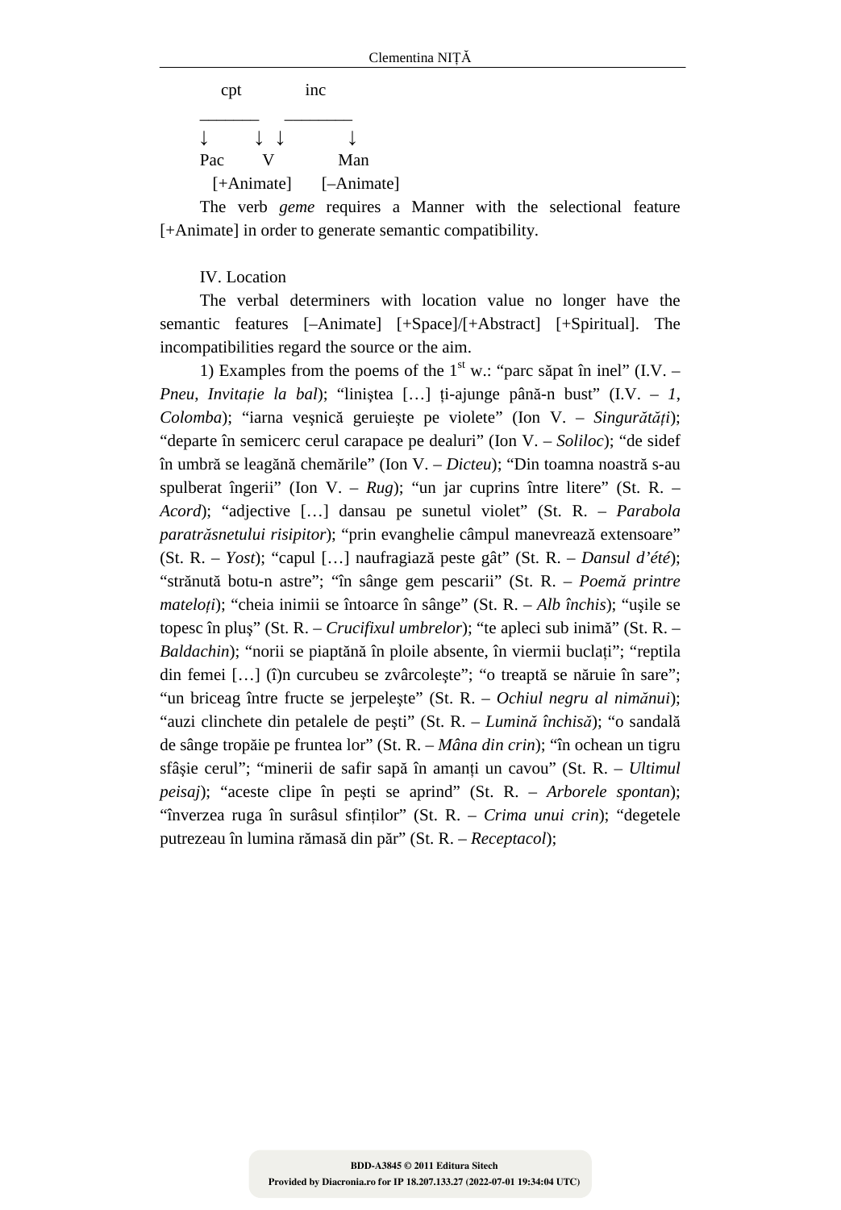```
  cpt          inc
_______     ________
↓       ↓  ↓          ↓
Pac      V            Man
  [+Animate]     [–Animate]
```

The verb *geme* requires a Manner with the selectional feature [+Animate] in order to generate semantic compatibility.

IV. Location

The verbal determiners with location value no longer have the semantic features [–Animate] [+Space]/[+Abstract] [+Spiritual]. The incompatibilities regard the source or the aim.

1) Examples from the poems of the 1st w.: “parc săpat în inel” (I.V. – *Pneu, Invitație la bal*); “liniştea […] ți-ajunge până-n bust” (I.V. – *1, Colomba*); “iarna veşnică geruieşte pe violete” (Ion V. – *Singurătăți*); “departe în semicerc cerul carapace pe dealuri” (Ion V. – *Soliloc*); “de sidef în umbră se leagănă chemările” (Ion V. – *Dicteu*); “Din toamna noastră s-au spulberat îngerii” (Ion V. – *Rug*); “un jar cuprins între litere” (St. R. – *Acord*); “adjective […] dansau pe sunetul violet” (St. R. – *Parabola paratrăsnetului risipitor*); “prin evanghelie câmpul manevrează extensoare” (St. R. – *Yost*); “capul […] naufragiază peste gât” (St. R. – *Dansul d’été*); “strănută botu-n astre”; “în sânge gem pescarii” (St. R. – *Poemă printre mateloți*); “cheia inimii se întoarce în sânge” (St. R. – *Alb închis*); “uşile se topesc în pluş” (St. R. – *Crucifixul umbrelor*); “te apleci sub inimă” (St. R. – *Baldachin*); “norii se piaptănă în ploile absente, în viermii buclați”; “reptila din femei […] (î)n curcubeu se zvârcolește”; “o treaptă se năruie în sare”; “un briceag între fructe se jerpeleşte” (St. R. – *Ochiul negru al nimănui*); “auzi clinchete din petalele de pești” (St. R. – *Lumină închisă*); “o sandală de sânge tropăie pe fruntea lor” (St. R. – *Mâna din crin*); “în ochean un tigru sfâşie cerul”; “minerii de safir sapă în amanți un cavou” (St. R. – *Ultimul peisaj*); “aceste clipe în pești se aprind” (St. R. – *Arborele spontan*); “înverzea ruga în surâsul sfinților” (St. R. – *Crima unui crin*); “degetele putrezeau în lumina rămasă din păr” (St. R. – *Receptacol*);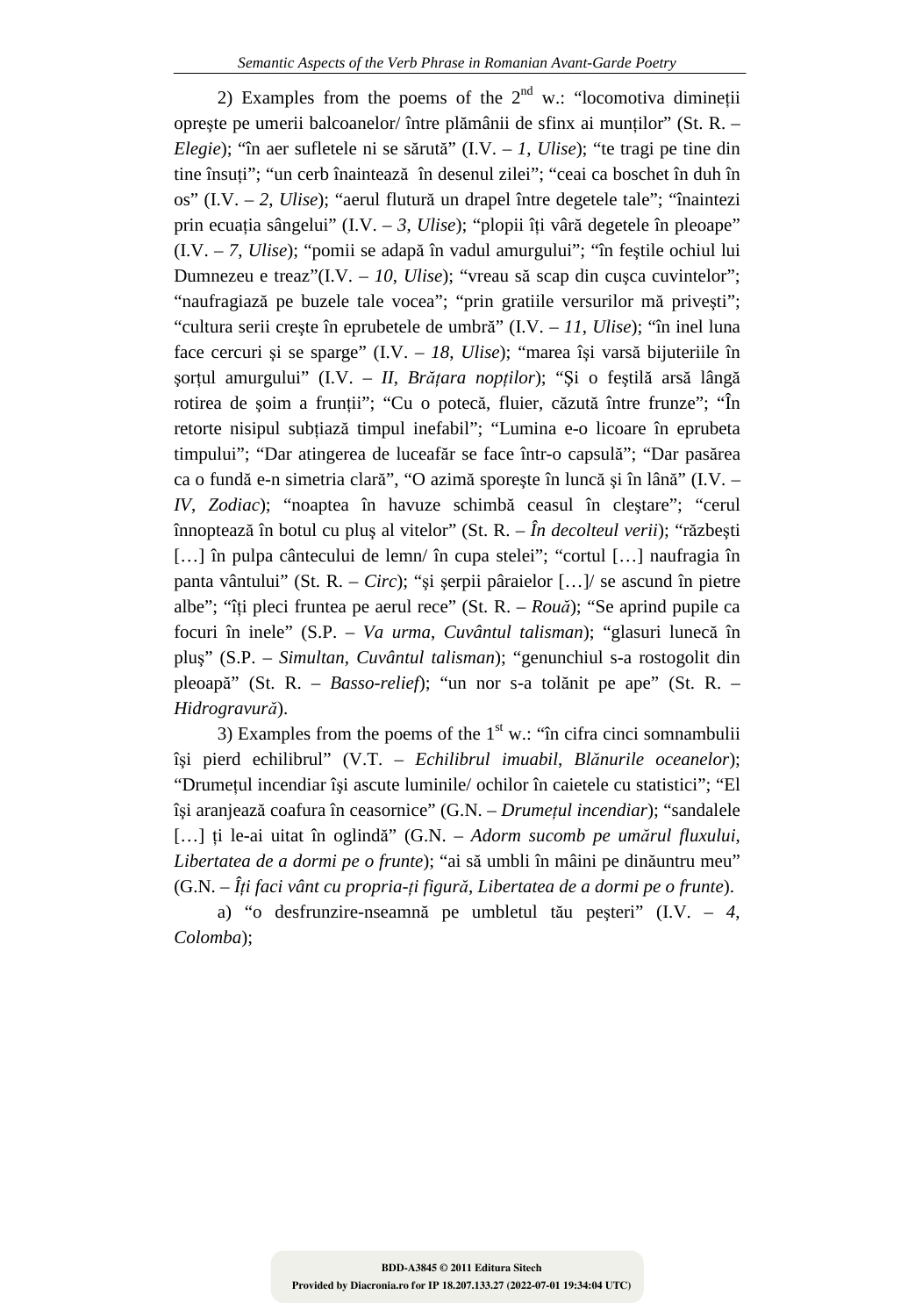2) Examples from the poems of the 2nd w.: "locomotiva dimineții oprește pe umerii balcoanelor/ între plămânii de sfinx ai munților" (St. R. – *Elegie*); "în aer sufletele ni se sărută" (I.V. – *1*, *Ulise*); "te tragi pe tine din tine însuți"; "un cerb înaintează în desenul zilei"; "ceai ca boschet în duh în os" (I.V. – *2*, *Ulise*); "aerul flutură un drapel între degetele tale"; "înaintezi prin ecuația sângelui" (I.V. – *3*, *Ulise*); "plopii îți vâră degetele în pleoape" (I.V. – *7*, *Ulise*); "pomii se adapă în vadul amurgului"; "în feştile ochiul lui Dumnezeu e treaz"(I.V. – *10*, *Ulise*); "vreau să scap din cuşca cuvintelor"; "naufragiază pe buzele tale vocea"; "prin gratiile versurilor mă priveşti"; "cultura serii creşte în eprubetele de umbră" (I.V. – *11*, *Ulise*); "în inel luna face cercuri şi se sparge" (I.V. – *18*, *Ulise*); "marea îşi varsă bijuteriile în şorțul amurgului" (I.V. – *II*, *Brățara nopților*); "Şi o feştilă arsă lângă rotirea de şoim a frunții"; "Cu o potecă, fluier, căzută între frunze"; "În retorte nisipul subțiază timpul inefabil"; "Lumina e-o licoare în eprubeta timpului"; "Dar atingerea de luceafăr se face într-o capsulă"; "Dar pasărea ca o fundă e-n simetria clară", "O azimă sporeşte în luncă şi în lână" (I.V. – *IV*, *Zodiac*); "noaptea în havuze schimbă ceasul în cleştare"; "cerul înnoptează în botul cu pluş al vitelor" (St. R. – *În decolteul verii*); "răzbeşti […] în pulpa cântecului de lemn/ în cupa stelei"; "cortul […] naufragia în panta vântului" (St. R. – *Circ*); "şi şerpii pâraielor […]/ se ascund în pietre albe"; "îți pleci fruntea pe aerul rece" (St. R. – *Rouă*); "Se aprind pupile ca focuri în inele" (S.P. – *Va urma*, *Cuvântul talisman*); "glasuri lunecă în pluş" (S.P. – *Simultan*, *Cuvântul talisman*); "genunchiul s-a rostogolit din pleoapă" (St. R. – *Basso-relief*); "un nor s-a tolănit pe ape" (St. R. – *Hidrogravură*).

3) Examples from the poems of the 1st w.: "în cifra cinci somnambulii îşi pierd echilibrul" (V.T. – *Echilibrul imuabil*, *Blănurile oceanelor*); "Drumețul incendiar îşi ascute luminile/ ochilor în caietele cu statistici"; "El îşi aranjează coafura în ceasornice" (G.N. – *Drumețul incendiar*); "sandalele […] ți le-ai uitat în oglindă" (G.N. – *Adorm sucomb pe umărul fluxului*, *Libertatea de a dormi pe o frunte*); "ai să umbli în mâini pe dinăuntru meu" (G.N. – *Îți faci vânt cu propria-ți figură*, *Libertatea de a dormi pe o frunte*).

a) "o desfrunzire-nseamnă pe umbletul tău peşteri" (I.V. – *4*, *Colomba*);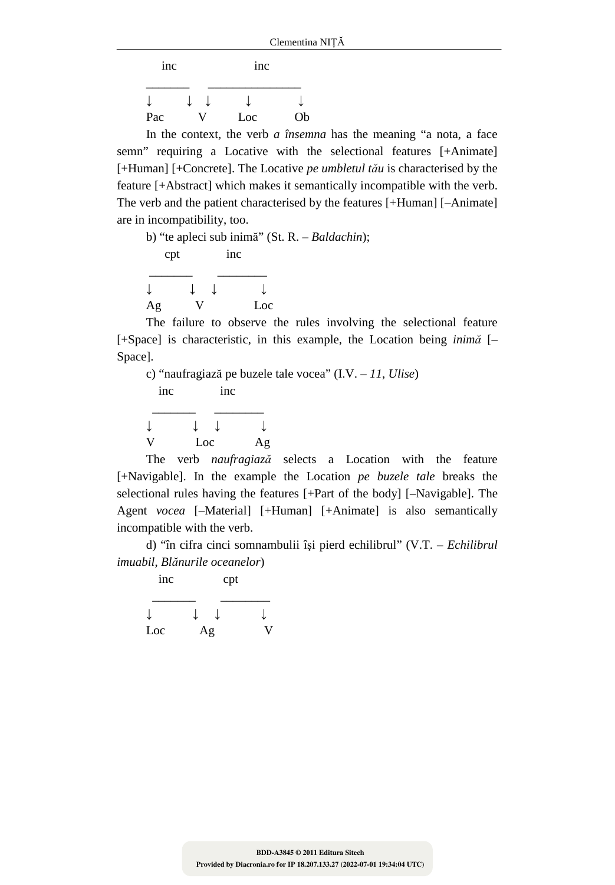```
   inc                inc
_______     _______________
↓       ↓  ↓       ↓          ↓
Pac        V       Loc        Ob
```

In the context, the verb *a însemna* has the meaning “a nota, a face semn” requiring a Locative with the selectional features [+Animate] [+Human] [+Concrete]. The Locative *pe umbletul tău* is characterised by the feature [+Abstract] which makes it semantically incompatible with the verb. The verb and the patient characterised by the features [+Human] [–Animate] are in incompatibility, too.

b) “te apleci sub inimă” (St. R. – *Baldachin*);

```
   cpt          inc
 _______      ________
↓        ↓  ↓          ↓
Ag        V            Loc
```

The failure to observe the rules involving the selectional feature [+Space] is characteristic, in this example, the Location being *inimă* [–Space].

c) “naufragiază pe buzele tale vocea” (I.V. – *11*, *Ulise*)

```
   inc          inc
  _______     ________
↓         ↓  ↓         ↓
V          Loc          Ag
```

The verb *naufragiază* selects a Location with the feature [+Navigable]. In the example the Location *pe buzele tale* breaks the selectional rules having the features [+Part of the body] [–Navigable]. The Agent *vocea* [–Material] [+Human] [+Animate] is also semantically incompatible with the verb.

d) “în cifra cinci somnambulii îşi pierd echilibrul” (V.T. – *Echilibrul imuabil*, *Blănurile oceanelor*)

```
   inc          cpt
  _______     ________
↓         ↓  ↓         ↓
Loc        Ag           V
```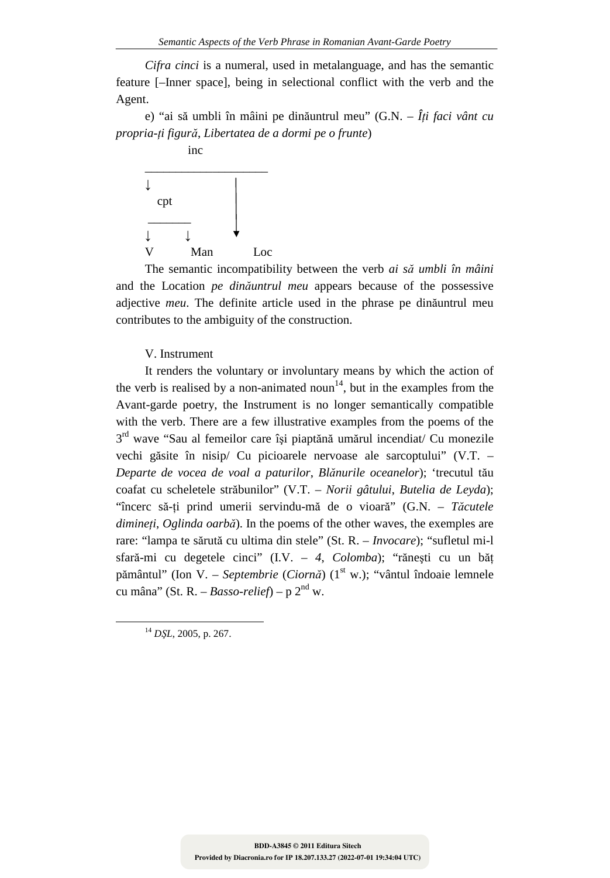*Cifra cinci* is a numeral, used in metalanguage, and has the semantic feature [–Inner space], being in selectional conflict with the verb and the Agent.

e) "ai să umbli în mâini pe dinăuntrul meu" (G.N. – *Îți faci vânt cu propria-ți figură*, *Libertatea de a dormi pe o frunte*)

```
          inc
   ____________________
   ↓                  |
     cpt              |
    _______           |
   ↓       ↓          ▼
   V      Man        Loc
```

The semantic incompatibility between the verb *ai să umbli în mâini* and the Location *pe dinăuntrul meu* appears because of the possessive adjective *meu*. The definite article used in the phrase pe dinăuntrul meu contributes to the ambiguity of the construction.

V. Instrument

It renders the voluntary or involuntary means by which the action of the verb is realised by a non-animated noun[14], but in the examples from the Avant-garde poetry, the Instrument is no longer semantically compatible with the verb. There are a few illustrative examples from the poems of the 3rd wave "Sau al femeilor care își piaptănă umărul incendiat/ Cu monezile vechi găsite în nisip/ Cu picioarele nervoase ale sarcoptului" (V.T. – *Departe de vocea de voal a paturilor*, *Blănurile oceanelor*); 'trecutul tău coafat cu scheletele străbunilor" (V.T. – *Norii gâtului*, *Butelia de Leyda*); "încerc să-ți prind umerii servindu-mă de o vioară" (G.N. – *Tăcutele dimineți*, *Oglinda oarbă*). In the poems of the other waves, the exemples are rare: "lampa te sărută cu ultima din stele" (St. R. – *Invocare*); "sufletul mi-l sfară-mi cu degetele cinci" (I.V. – *4*, *Colomba*); "răneşti cu un băț pământul" (Ion V. – *Septembrie* (*Ciornă*) (1st w.); "vântul îndoaie lemnele cu mâna" (St. R. – *Basso-relief*) – p 2nd w.

---

[14] *DȘL*, 2005, p. 267.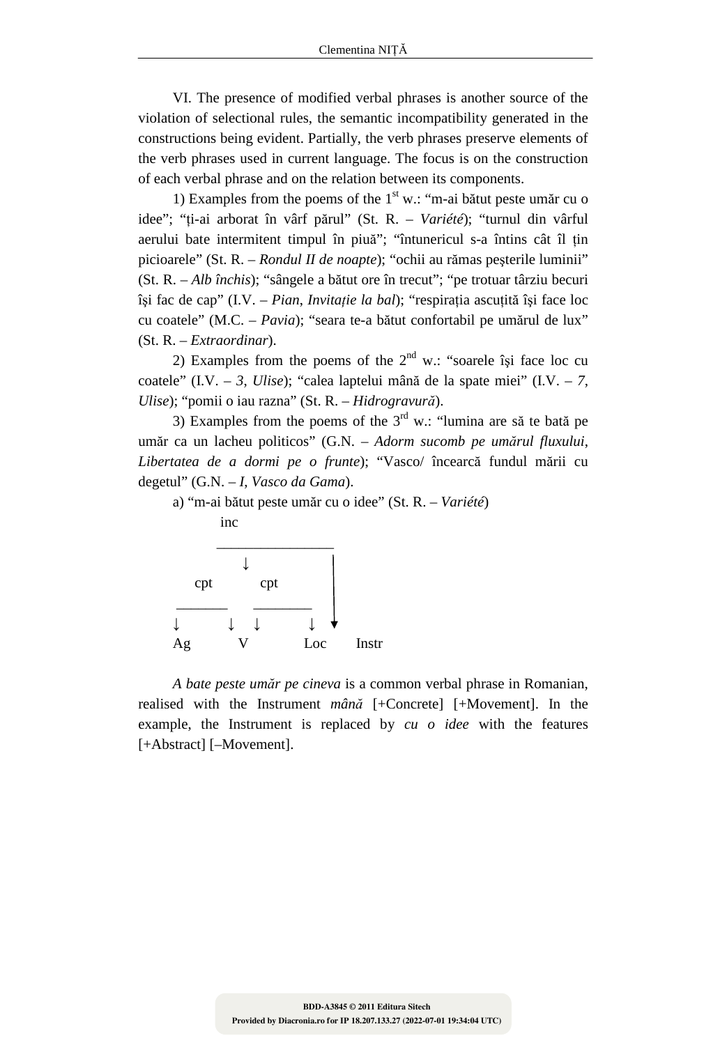VI. The presence of modified verbal phrases is another source of the violation of selectional rules, the semantic incompatibility generated in the constructions being evident. Partially, the verb phrases preserve elements of the verb phrases used in current language. The focus is on the construction of each verbal phrase and on the relation between its components.

1) Examples from the poems of the 1st w.: "m-ai bătut peste umăr cu o idee"; "ți-ai arborat în vârf părul" (St. R. – *Variété*); "turnul din vârful aerului bate intermitent timpul în piuă"; "întunericul s-a întins cât îl țin picioarele" (St. R. – *Rondul II de noapte*); "ochii au rămas peşterile luminii" (St. R. – *Alb închis*); "sângele a bătut ore în trecut"; "pe trotuar târziu becuri își fac de cap" (I.V. – *Pian*, *Invitație la bal*); "respirația ascuțită își face loc cu coatele" (M.C. – *Pavia*); "seara te-a bătut confortabil pe umărul de lux" (St. R. – *Extraordinar*).

2) Examples from the poems of the 2nd w.: "soarele își face loc cu coatele" (I.V. – *3*, *Ulise*); "calea laptelui mână de la spate miei" (I.V. – *7*, *Ulise*); "pomii o iau razna" (St. R. – *Hidrogravură*).

3) Examples from the poems of the 3rd w.: "lumina are să te bată pe umăr ca un lacheu politicos" (G.N. – *Adorm sucomb pe umărul fluxului*, *Libertatea de a dormi pe o frunte*); "Vasco/ încearcă fundul mării cu degetul" (G.N. – *I*, *Vasco da Gama*).

a) "m-ai bătut peste umăr cu o idee" (St. R. – *Variété*)

```
          inc
        ________________
            ↓               |
     cpt         cpt        |
   _______     ________     |
  ↓       ↓   ↓        ↓    ↓
  Ag       V          Loc      Instr
```

*A bate peste umăr pe cineva* is a common verbal phrase in Romanian, realised with the Instrument *mână* [+Concrete] [+Movement]. In the example, the Instrument is replaced by *cu o idee* with the features [+Abstract] [–Movement].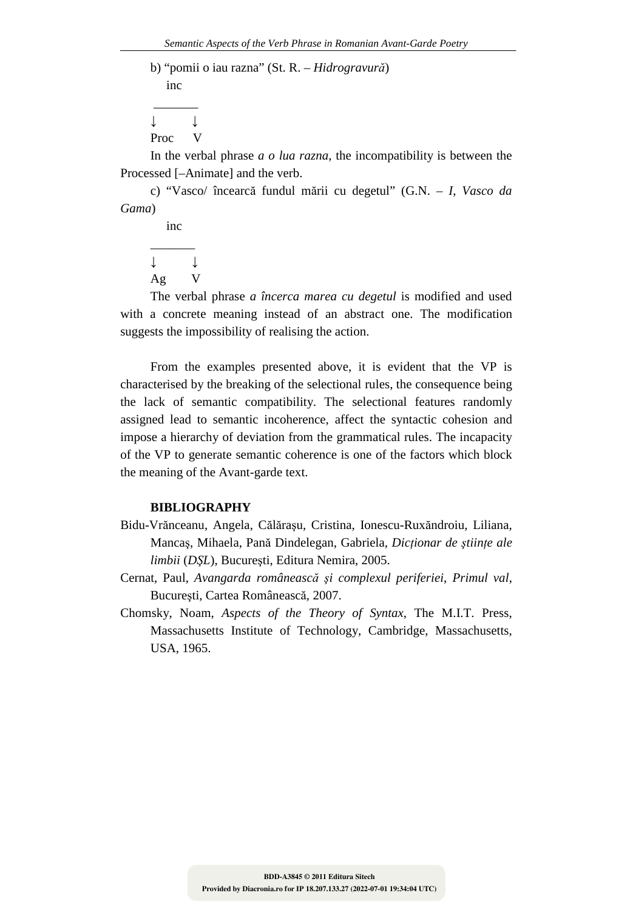b) “pomii o iau razna” (St. R. – *Hidrogravură*)

```
    inc
 _______
↓       ↓
Proc    V
```

In the verbal phrase *a o lua razna*, the incompatibility is between the Processed [–Animate] and the verb.

c) “Vasco/ încearcă fundul mării cu degetul” (G.N. – *I, Vasco da Gama*)

```
    inc
_______
↓       ↓
Ag      V
```

The verbal phrase *a încerca marea cu degetul* is modified and used with a concrete meaning instead of an abstract one. The modification suggests the impossibility of realising the action.

From the examples presented above, it is evident that the VP is characterised by the breaking of the selectional rules, the consequence being the lack of semantic compatibility. The selectional features randomly assigned lead to semantic incoherence, affect the syntactic cohesion and impose a hierarchy of deviation from the grammatical rules. The incapacity of the VP to generate semantic coherence is one of the factors which block the meaning of the Avant-garde text.

**BIBLIOGRAPHY**

Bidu-Vrănceanu, Angela, Călăraşu, Cristina, Ionescu-Ruxăndroiu, Liliana, Mancaş, Mihaela, Pană Dindelegan, Gabriela, *Dicționar de științe ale limbii* (*DŞL*), Bucureşti, Editura Nemira, 2005.

Cernat, Paul, *Avangarda românească şi complexul periferiei*, *Primul val*, Bucureşti, Cartea Românească, 2007.

Chomsky, Noam, *Aspects of the Theory of Syntax*, The M.I.T. Press, Massachusetts Institute of Technology, Cambridge, Massachusetts, USA, 1965.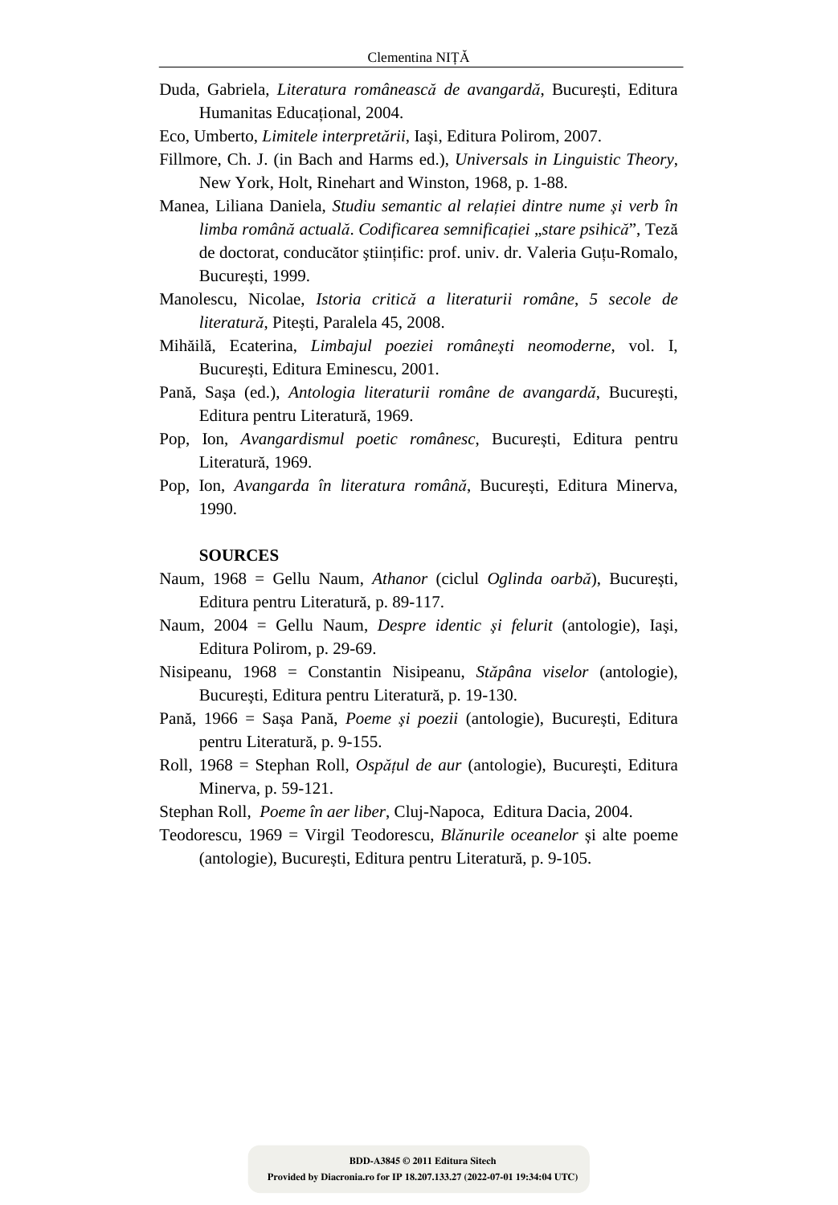Duda, Gabriela, *Literatura românească de avangardă*, Bucureşti, Editura Humanitas Educaţional, 2004.

Eco, Umberto, *Limitele interpretării*, Iaşi, Editura Polirom, 2007.

Fillmore, Ch. J. (in Bach and Harms ed.), *Universals in Linguistic Theory*, New York, Holt, Rinehart and Winston, 1968, p. 1-88.

Manea, Liliana Daniela, *Studiu semantic al relaţiei dintre nume şi verb în limba română actuală*. *Codificarea semnificaţiei „stare psihică*", Teză de doctorat, conducător ştiinţific: prof. univ. dr. Valeria Guţu-Romalo, Bucureşti, 1999.

Manolescu, Nicolae, *Istoria critică a literaturii române*, *5 secole de literatură*, Piteşti, Paralela 45, 2008.

Mihăilă, Ecaterina, *Limbajul poeziei româneşti neomoderne*, vol. I, Bucureşti, Editura Eminescu, 2001.

Pană, Saşa (ed.), *Antologia literaturii române de avangardă*, Bucureşti, Editura pentru Literatură, 1969.

Pop, Ion, *Avangardismul poetic românesc*, Bucureşti, Editura pentru Literatură, 1969.

Pop, Ion, *Avangarda în literatura română*, Bucureşti, Editura Minerva, 1990.

**SOURCES**

Naum, 1968 = Gellu Naum, *Athanor* (ciclul *Oglinda oarbă*), Bucureşti, Editura pentru Literatură, p. 89-117.

Naum, 2004 = Gellu Naum, *Despre identic şi felurit* (antologie), Iaşi, Editura Polirom, p. 29-69.

Nisipeanu, 1968 = Constantin Nisipeanu, *Stăpâna viselor* (antologie), Bucureşti, Editura pentru Literatură, p. 19-130.

Pană, 1966 = Saşa Pană, *Poeme şi poezii* (antologie), Bucureşti, Editura pentru Literatură, p. 9-155.

Roll, 1968 = Stephan Roll, *Ospăţul de aur* (antologie), Bucureşti, Editura Minerva, p. 59-121.

Stephan Roll, *Poeme în aer liber*, Cluj-Napoca, Editura Dacia, 2004.

Teodorescu, 1969 = Virgil Teodorescu, *Blănurile oceanelor* şi alte poeme (antologie), Bucureşti, Editura pentru Literatură, p. 9-105.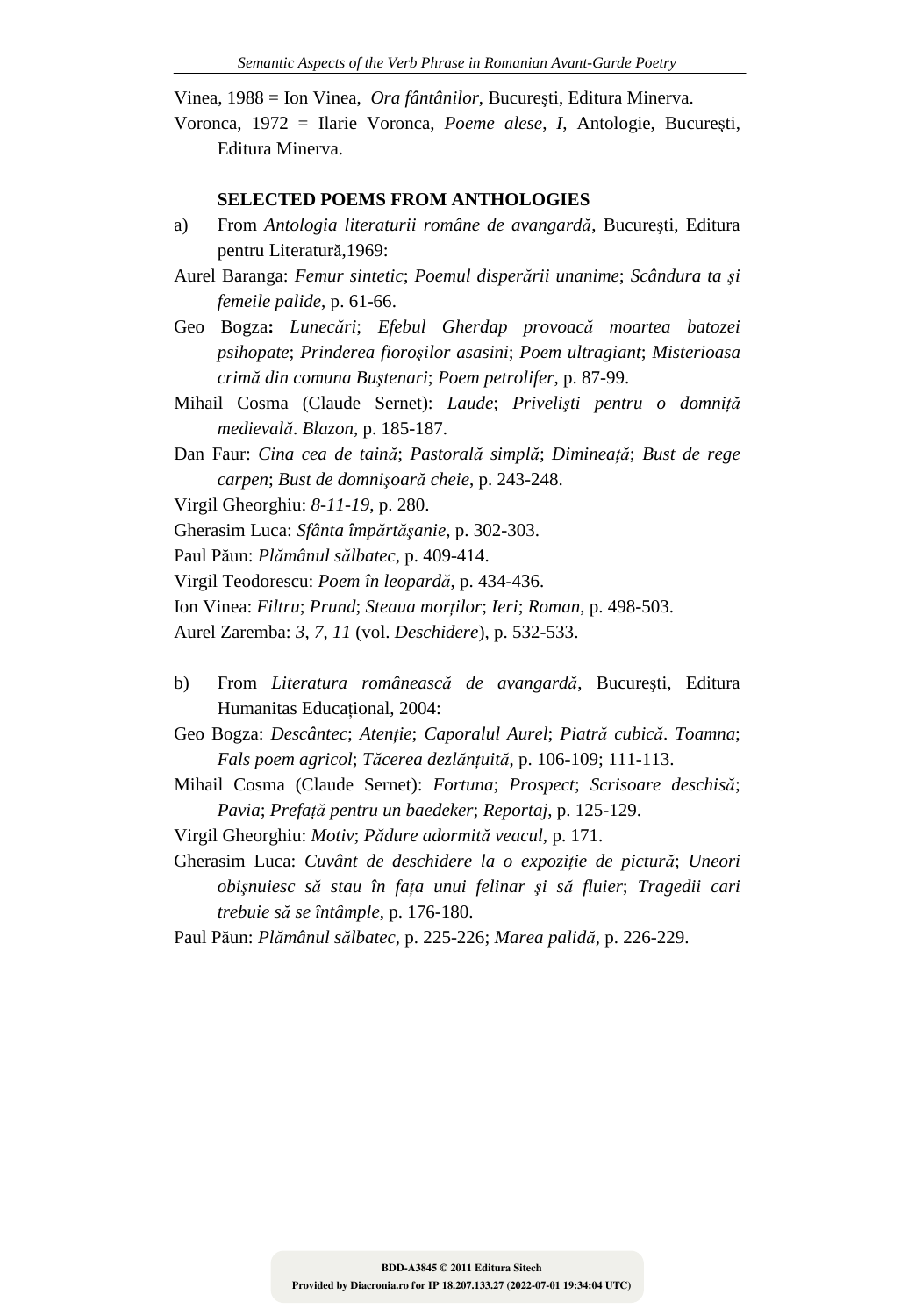Vinea, 1988 = Ion Vinea, *Ora fântânilor*, Bucureşti, Editura Minerva.

Voronca, 1972 = Ilarie Voronca, *Poeme alese*, *I*, Antologie, Bucureşti, Editura Minerva.

**SELECTED POEMS FROM ANTHOLOGIES**

a) From *Antologia literaturii române de avangardă*, Bucureşti, Editura pentru Literatură,1969:

Aurel Baranga: *Femur sintetic*; *Poemul disperării unanime*; *Scândura ta şi femeile palide*, p. 61-66.

Geo Bogza**:** *Lunecări*; *Efebul Gherdap provoacă moartea batozei psihopate*; *Prinderea fioroşilor asasini*; *Poem ultragiant*; *Misterioasa crimă din comuna Buştenari*; *Poem petrolifer*, p. 87-99.

Mihail Cosma (Claude Sernet): *Laude*; *Privelişti pentru o domniţă medievală*. *Blazon*, p. 185-187.

Dan Faur: *Cina cea de taină*; *Pastorală simplă*; *Dimineaţă*; *Bust de rege carpen*; *Bust de domnişoară cheie*, p. 243-248.

Virgil Gheorghiu: *8-11-19*, p. 280.

Gherasim Luca: *Sfânta împărtăşanie*, p. 302-303.

Paul Păun: *Plămânul sălbatec*, p. 409-414.

Virgil Teodorescu: *Poem în leopardă*, p. 434-436.

Ion Vinea: *Filtru*; *Prund*; *Steaua morţilor*; *Ieri*; *Roman*, p. 498-503.

Aurel Zaremba: *3*, *7*, *11* (vol. *Deschidere*), p. 532-533.

b) From *Literatura românească de avangardă*, Bucureşti, Editura Humanitas Educaţional, 2004:

Geo Bogza: *Descântec*; *Atenţie*; *Caporalul Aurel*; *Piatră cubică*. *Toamna*; *Fals poem agricol*; *Tăcerea dezlănţuită*, p. 106-109; 111-113.

Mihail Cosma (Claude Sernet): *Fortuna*; *Prospect*; *Scrisoare deschisă*; *Pavia*; *Prefaţă pentru un baedeker*; *Reportaj*, p. 125-129.

Virgil Gheorghiu: *Motiv*; *Pădure adormită veacul*, p. 171.

Gherasim Luca: *Cuvânt de deschidere la o expoziţie de pictură*; *Uneori obişnuiesc să stau în faţa unui felinar şi să fluier*; *Tragedii cari trebuie să se întâmple*, p. 176-180.

Paul Păun: *Plămânul sălbatec*, p. 225-226; *Marea palidă*, p. 226-229.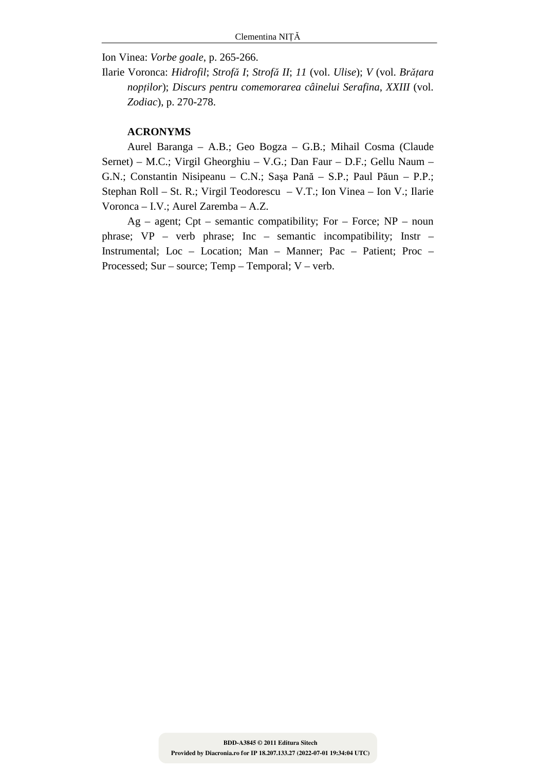Ion Vinea: *Vorbe goale*, p. 265-266.

Ilarie Voronca: *Hidrofil*; *Strofă I*; *Strofă II*; *11* (vol. *Ulise*); *V* (vol. *Brățara nopților*); *Discurs pentru comemorarea câinelui Serafina*, *XXIII* (vol. *Zodiac*), p. 270-278.

**ACRONYMS**

Aurel Baranga – A.B.; Geo Bogza – G.B.; Mihail Cosma (Claude Sernet) – M.C.; Virgil Gheorghiu – V.G.; Dan Faur – D.F.; Gellu Naum – G.N.; Constantin Nisipeanu – C.N.; Sașa Pană – S.P.; Paul Păun – P.P.; Stephan Roll – St. R.; Virgil Teodorescu – V.T.; Ion Vinea – Ion V.; Ilarie Voronca – I.V.; Aurel Zaremba – A.Z.

Ag – agent; Cpt – semantic compatibility; For – Force; NP – noun phrase; VP – verb phrase; Inc – semantic incompatibility; Instr – Instrumental; Loc – Location; Man – Manner; Pac – Patient; Proc – Processed; Sur – source; Temp – Temporal; V – verb.